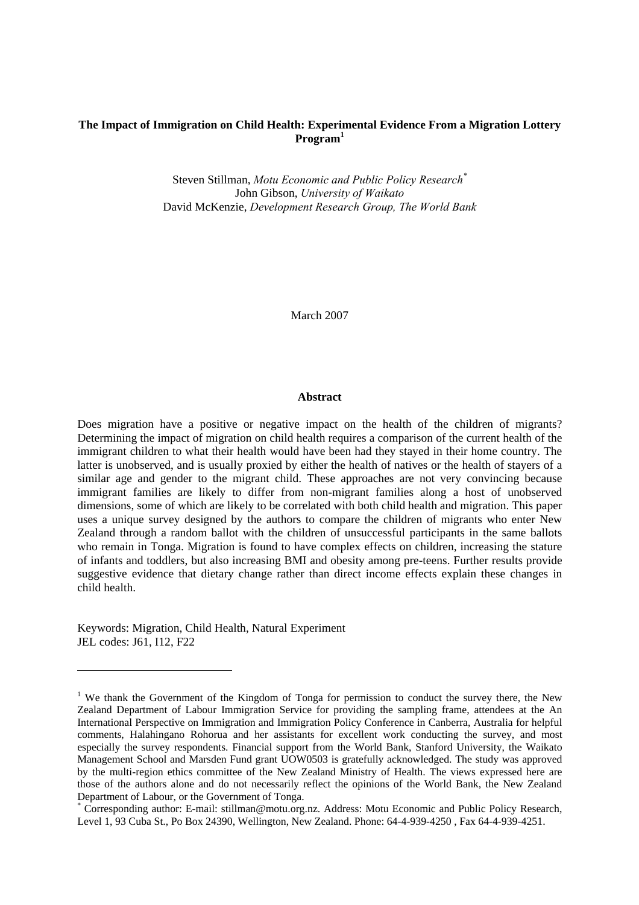# The Impact of Immigration on Child Health: Experimental Evidence From a Migration Lottery Program[1]

Steven Stillman, *Motu Economic and Public Policy Research*[*]
John Gibson, *University of Waikato*
David McKenzie, *Development Research Group, The World Bank*

March 2007

## Abstract

Does migration have a positive or negative impact on the health of the children of migrants? Determining the impact of migration on child health requires a comparison of the current health of the immigrant children to what their health would have been had they stayed in their home country. The latter is unobserved, and is usually proxied by either the health of natives or the health of stayers of a similar age and gender to the migrant child. These approaches are not very convincing because immigrant families are likely to differ from non-migrant families along a host of unobserved dimensions, some of which are likely to be correlated with both child health and migration. This paper uses a unique survey designed by the authors to compare the children of migrants who enter New Zealand through a random ballot with the children of unsuccessful participants in the same ballots who remain in Tonga. Migration is found to have complex effects on children, increasing the stature of infants and toddlers, but also increasing BMI and obesity among pre-teens. Further results provide suggestive evidence that dietary change rather than direct income effects explain these changes in child health.

Keywords: Migration, Child Health, Natural Experiment
JEL codes: J61, I12, F22

---

[1] We thank the Government of the Kingdom of Tonga for permission to conduct the survey there, the New Zealand Department of Labour Immigration Service for providing the sampling frame, attendees at the An International Perspective on Immigration and Immigration Policy Conference in Canberra, Australia for helpful comments, Halahingano Rohorua and her assistants for excellent work conducting the survey, and most especially the survey respondents. Financial support from the World Bank, Stanford University, the Waikato Management School and Marsden Fund grant UOW0503 is gratefully acknowledged. The study was approved by the multi-region ethics committee of the New Zealand Ministry of Health. The views expressed here are those of the authors alone and do not necessarily reflect the opinions of the World Bank, the New Zealand Department of Labour, or the Government of Tonga.

[*] Corresponding author: E-mail: stillman@motu.org.nz. Address: Motu Economic and Public Policy Research, Level 1, 93 Cuba St., Po Box 24390, Wellington, New Zealand. Phone: 64-4-939-4250 , Fax 64-4-939-4251.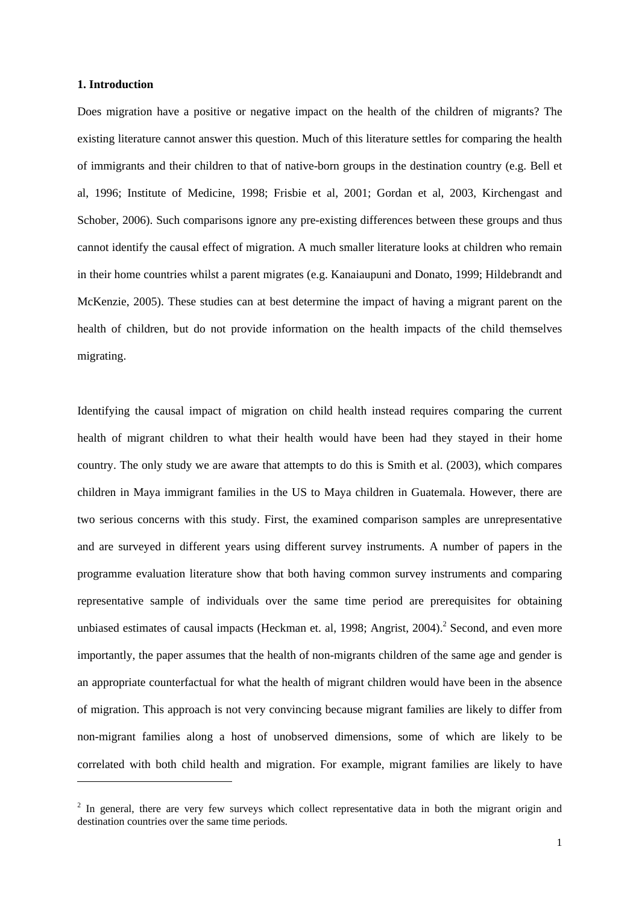**1. Introduction**

Does migration have a positive or negative impact on the health of the children of migrants? The existing literature cannot answer this question. Much of this literature settles for comparing the health of immigrants and their children to that of native-born groups in the destination country (e.g. Bell et al, 1996; Institute of Medicine, 1998; Frisbie et al, 2001; Gordan et al, 2003, Kirchengast and Schober, 2006). Such comparisons ignore any pre-existing differences between these groups and thus cannot identify the causal effect of migration. A much smaller literature looks at children who remain in their home countries whilst a parent migrates (e.g. Kanaiaupuni and Donato, 1999; Hildebrandt and McKenzie, 2005). These studies can at best determine the impact of having a migrant parent on the health of children, but do not provide information on the health impacts of the child themselves migrating.

Identifying the causal impact of migration on child health instead requires comparing the current health of migrant children to what their health would have been had they stayed in their home country. The only study we are aware that attempts to do this is Smith et al. (2003), which compares children in Maya immigrant families in the US to Maya children in Guatemala. However, there are two serious concerns with this study. First, the examined comparison samples are unrepresentative and are surveyed in different years using different survey instruments. A number of papers in the programme evaluation literature show that both having common survey instruments and comparing representative sample of individuals over the same time period are prerequisites for obtaining unbiased estimates of causal impacts (Heckman et. al, 1998; Angrist, 2004).[2] Second, and even more importantly, the paper assumes that the health of non-migrants children of the same age and gender is an appropriate counterfactual for what the health of migrant children would have been in the absence of migration. This approach is not very convincing because migrant families are likely to differ from non-migrant families along a host of unobserved dimensions, some of which are likely to be correlated with both child health and migration. For example, migrant families are likely to have

[2] In general, there are very few surveys which collect representative data in both the migrant origin and destination countries over the same time periods.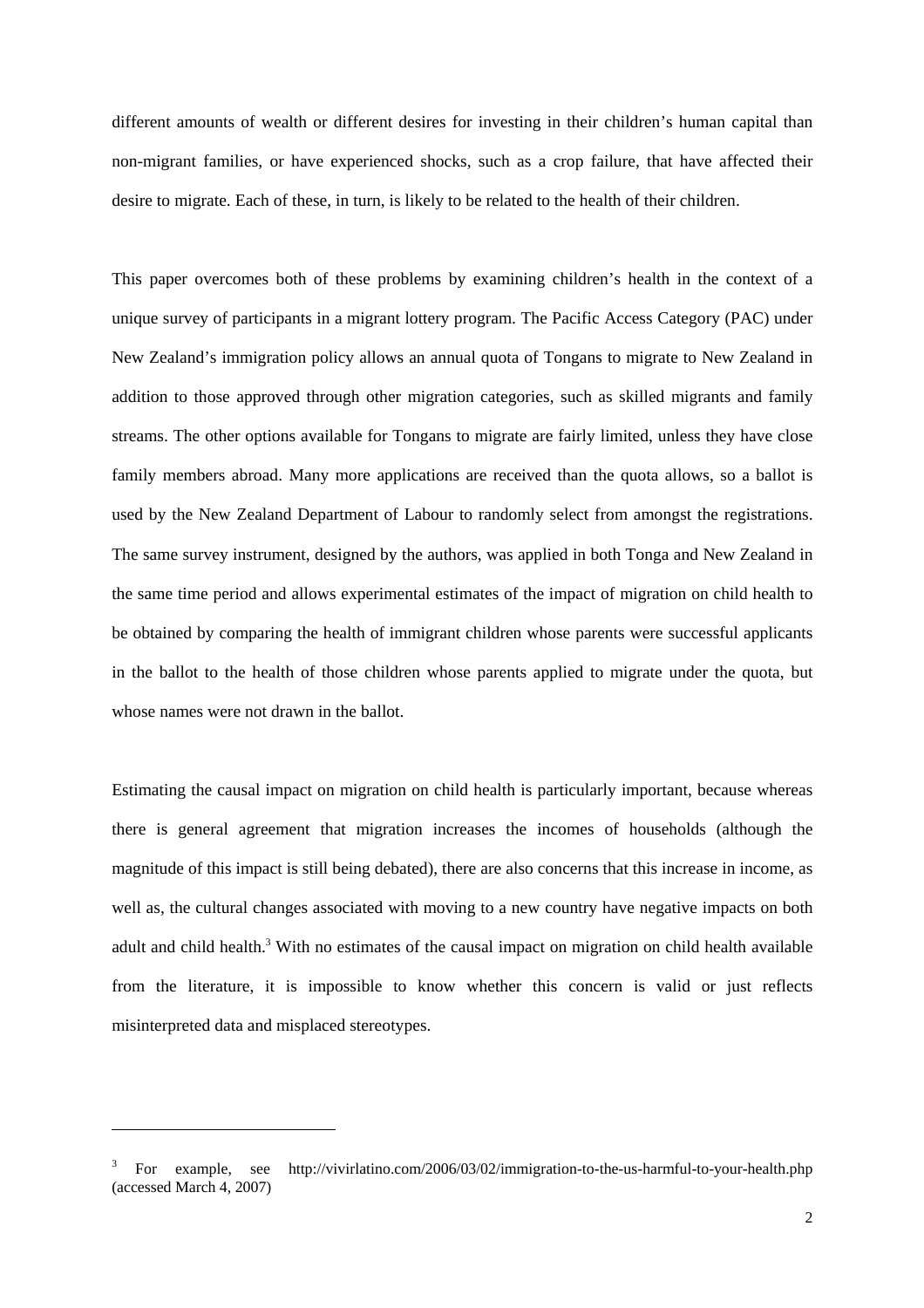different amounts of wealth or different desires for investing in their children's human capital than non-migrant families, or have experienced shocks, such as a crop failure, that have affected their desire to migrate. Each of these, in turn, is likely to be related to the health of their children.

This paper overcomes both of these problems by examining children's health in the context of a unique survey of participants in a migrant lottery program. The Pacific Access Category (PAC) under New Zealand's immigration policy allows an annual quota of Tongans to migrate to New Zealand in addition to those approved through other migration categories, such as skilled migrants and family streams. The other options available for Tongans to migrate are fairly limited, unless they have close family members abroad. Many more applications are received than the quota allows, so a ballot is used by the New Zealand Department of Labour to randomly select from amongst the registrations. The same survey instrument, designed by the authors, was applied in both Tonga and New Zealand in the same time period and allows experimental estimates of the impact of migration on child health to be obtained by comparing the health of immigrant children whose parents were successful applicants in the ballot to the health of those children whose parents applied to migrate under the quota, but whose names were not drawn in the ballot.

Estimating the causal impact on migration on child health is particularly important, because whereas there is general agreement that migration increases the incomes of households (although the magnitude of this impact is still being debated), there are also concerns that this increase in income, as well as, the cultural changes associated with moving to a new country have negative impacts on both adult and child health.[3] With no estimates of the causal impact on migration on child health available from the literature, it is impossible to know whether this concern is valid or just reflects misinterpreted data and misplaced stereotypes.

---

[3] For example, see http://vivirlatino.com/2006/03/02/immigration-to-the-us-harmful-to-your-health.php (accessed March 4, 2007)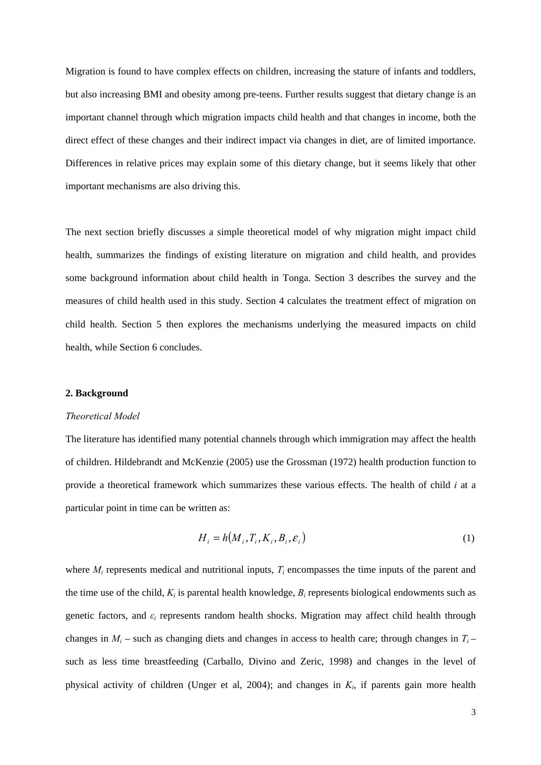Migration is found to have complex effects on children, increasing the stature of infants and toddlers, but also increasing BMI and obesity among pre-teens. Further results suggest that dietary change is an important channel through which migration impacts child health and that changes in income, both the direct effect of these changes and their indirect impact via changes in diet, are of limited importance. Differences in relative prices may explain some of this dietary change, but it seems likely that other important mechanisms are also driving this.

The next section briefly discusses a simple theoretical model of why migration might impact child health, summarizes the findings of existing literature on migration and child health, and provides some background information about child health in Tonga. Section 3 describes the survey and the measures of child health used in this study. Section 4 calculates the treatment effect of migration on child health. Section 5 then explores the mechanisms underlying the measured impacts on child health, while Section 6 concludes.

## 2. Background

*Theoretical Model*

The literature has identified many potential channels through which immigration may affect the health of children. Hildebrandt and McKenzie (2005) use the Grossman (1972) health production function to provide a theoretical framework which summarizes these various effects. The health of child *i* at a particular point in time can be written as:

$$H_i = h(M_i, T_i, K_i, B_i, \varepsilon_i) \tag{1}$$

where $M_i$ represents medical and nutritional inputs, $T_i$ encompasses the time inputs of the parent and the time use of the child, $K_i$ is parental health knowledge, $B_i$ represents biological endowments such as genetic factors, and $\varepsilon_i$ represents random health shocks. Migration may affect child health through changes in $M_i$ – such as changing diets and changes in access to health care; through changes in $T_i$ – such as less time breastfeeding (Carballo, Divino and Zeric, 1998) and changes in the level of physical activity of children (Unger et al, 2004); and changes in $K_i$, if parents gain more health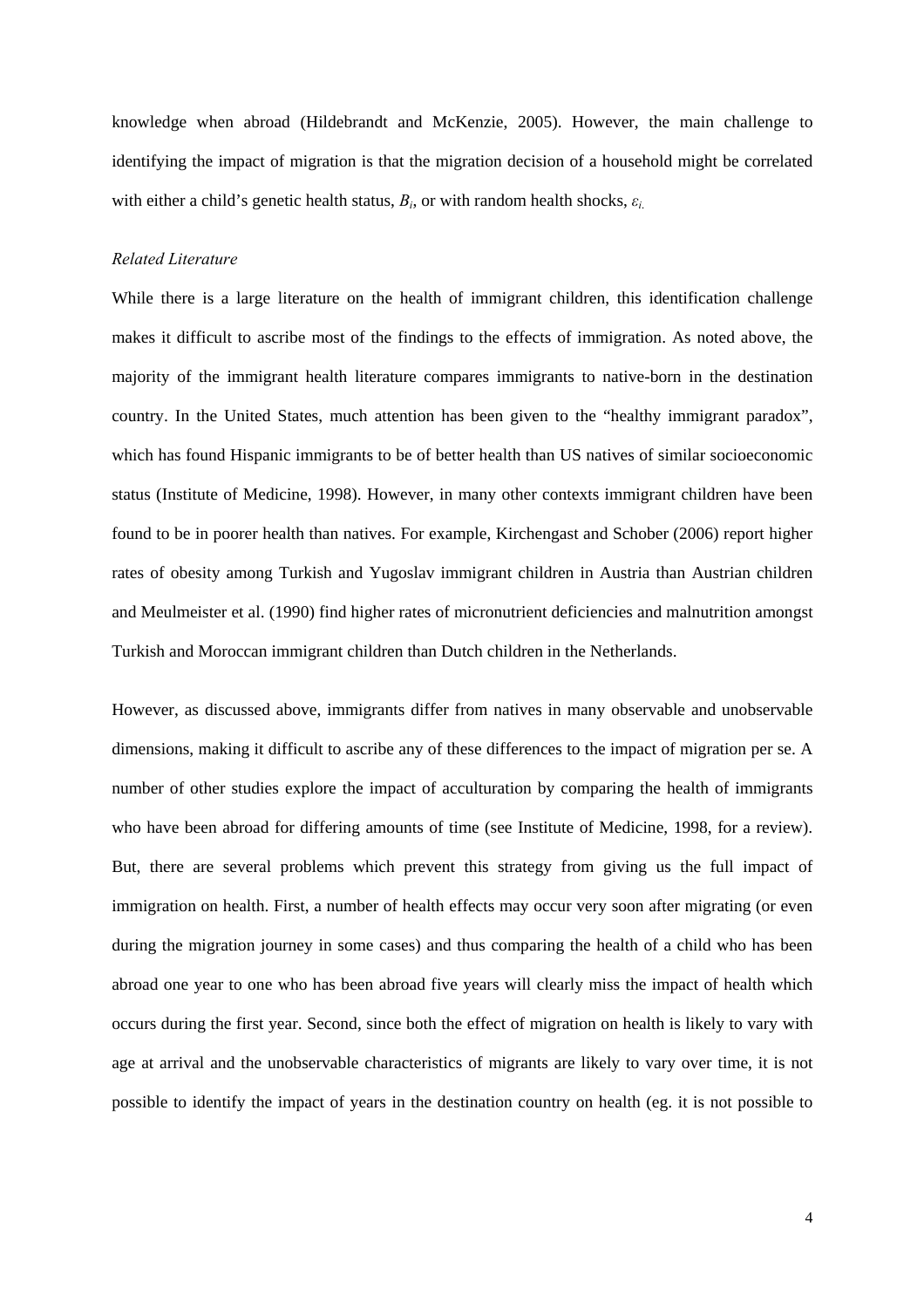knowledge when abroad (Hildebrandt and McKenzie, 2005). However, the main challenge to identifying the impact of migration is that the migration decision of a household might be correlated with either a child's genetic health status, $B_i$, or with random health shocks, $\varepsilon_i$.

*Related Literature*

While there is a large literature on the health of immigrant children, this identification challenge makes it difficult to ascribe most of the findings to the effects of immigration. As noted above, the majority of the immigrant health literature compares immigrants to native-born in the destination country. In the United States, much attention has been given to the "healthy immigrant paradox", which has found Hispanic immigrants to be of better health than US natives of similar socioeconomic status (Institute of Medicine, 1998). However, in many other contexts immigrant children have been found to be in poorer health than natives. For example, Kirchengast and Schober (2006) report higher rates of obesity among Turkish and Yugoslav immigrant children in Austria than Austrian children and Meulmeister et al. (1990) find higher rates of micronutrient deficiencies and malnutrition amongst Turkish and Moroccan immigrant children than Dutch children in the Netherlands.

However, as discussed above, immigrants differ from natives in many observable and unobservable dimensions, making it difficult to ascribe any of these differences to the impact of migration per se. A number of other studies explore the impact of acculturation by comparing the health of immigrants who have been abroad for differing amounts of time (see Institute of Medicine, 1998, for a review). But, there are several problems which prevent this strategy from giving us the full impact of immigration on health. First, a number of health effects may occur very soon after migrating (or even during the migration journey in some cases) and thus comparing the health of a child who has been abroad one year to one who has been abroad five years will clearly miss the impact of health which occurs during the first year. Second, since both the effect of migration on health is likely to vary with age at arrival and the unobservable characteristics of migrants are likely to vary over time, it is not possible to identify the impact of years in the destination country on health (eg. it is not possible to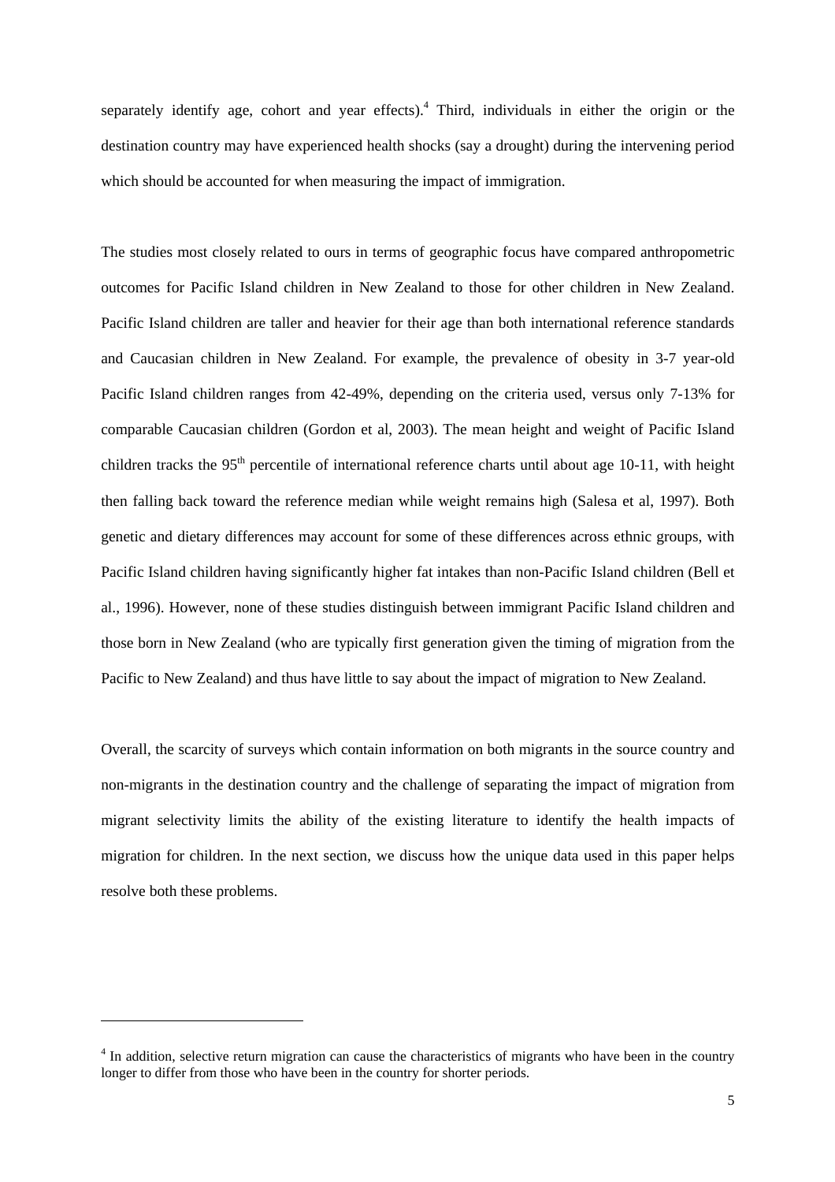separately identify age, cohort and year effects).[4] Third, individuals in either the origin or the destination country may have experienced health shocks (say a drought) during the intervening period which should be accounted for when measuring the impact of immigration.

The studies most closely related to ours in terms of geographic focus have compared anthropometric outcomes for Pacific Island children in New Zealand to those for other children in New Zealand. Pacific Island children are taller and heavier for their age than both international reference standards and Caucasian children in New Zealand. For example, the prevalence of obesity in 3-7 year-old Pacific Island children ranges from 42-49%, depending on the criteria used, versus only 7-13% for comparable Caucasian children (Gordon et al, 2003). The mean height and weight of Pacific Island children tracks the 95th percentile of international reference charts until about age 10-11, with height then falling back toward the reference median while weight remains high (Salesa et al, 1997). Both genetic and dietary differences may account for some of these differences across ethnic groups, with Pacific Island children having significantly higher fat intakes than non-Pacific Island children (Bell et al., 1996). However, none of these studies distinguish between immigrant Pacific Island children and those born in New Zealand (who are typically first generation given the timing of migration from the Pacific to New Zealand) and thus have little to say about the impact of migration to New Zealand.

Overall, the scarcity of surveys which contain information on both migrants in the source country and non-migrants in the destination country and the challenge of separating the impact of migration from migrant selectivity limits the ability of the existing literature to identify the health impacts of migration for children. In the next section, we discuss how the unique data used in this paper helps resolve both these problems.

[4] In addition, selective return migration can cause the characteristics of migrants who have been in the country longer to differ from those who have been in the country for shorter periods.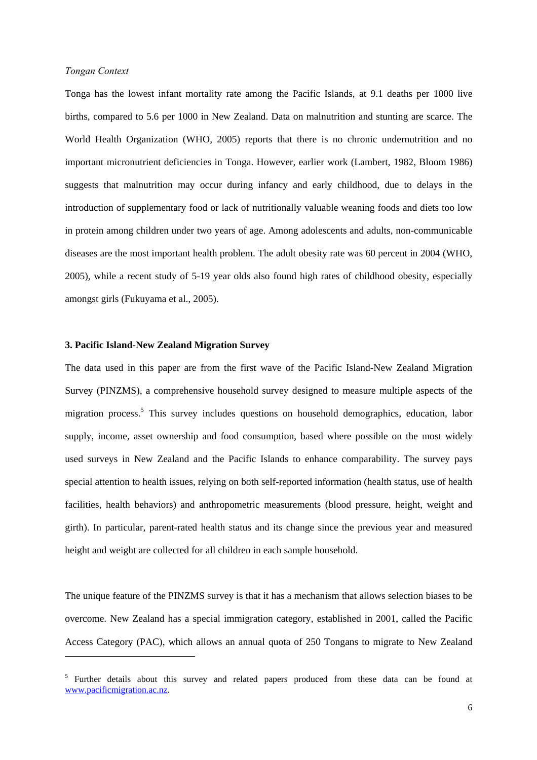*Tongan Context*

Tonga has the lowest infant mortality rate among the Pacific Islands, at 9.1 deaths per 1000 live births, compared to 5.6 per 1000 in New Zealand. Data on malnutrition and stunting are scarce. The World Health Organization (WHO, 2005) reports that there is no chronic undernutrition and no important micronutrient deficiencies in Tonga. However, earlier work (Lambert, 1982, Bloom 1986) suggests that malnutrition may occur during infancy and early childhood, due to delays in the introduction of supplementary food or lack of nutritionally valuable weaning foods and diets too low in protein among children under two years of age. Among adolescents and adults, non-communicable diseases are the most important health problem. The adult obesity rate was 60 percent in 2004 (WHO, 2005), while a recent study of 5-19 year olds also found high rates of childhood obesity, especially amongst girls (Fukuyama et al., 2005).

## 3. Pacific Island-New Zealand Migration Survey

The data used in this paper are from the first wave of the Pacific Island-New Zealand Migration Survey (PINZMS), a comprehensive household survey designed to measure multiple aspects of the migration process.[5] This survey includes questions on household demographics, education, labor supply, income, asset ownership and food consumption, based where possible on the most widely used surveys in New Zealand and the Pacific Islands to enhance comparability. The survey pays special attention to health issues, relying on both self-reported information (health status, use of health facilities, health behaviors) and anthropometric measurements (blood pressure, height, weight and girth). In particular, parent-rated health status and its change since the previous year and measured height and weight are collected for all children in each sample household.

The unique feature of the PINZMS survey is that it has a mechanism that allows selection biases to be overcome. New Zealand has a special immigration category, established in 2001, called the Pacific Access Category (PAC), which allows an annual quota of 250 Tongans to migrate to New Zealand

[5] Further details about this survey and related papers produced from these data can be found at www.pacificmigration.ac.nz.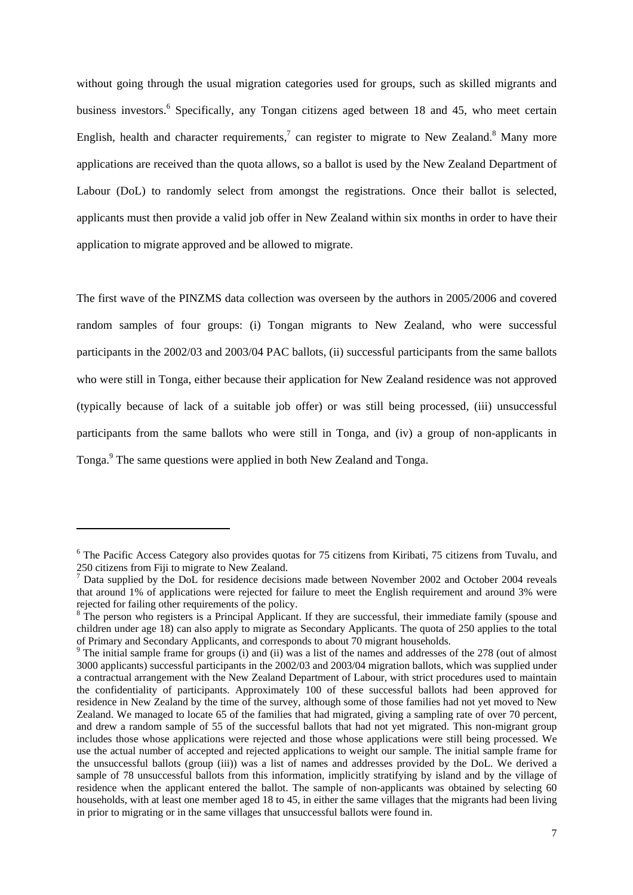without going through the usual migration categories used for groups, such as skilled migrants and business investors.[6] Specifically, any Tongan citizens aged between 18 and 45, who meet certain English, health and character requirements,[7] can register to migrate to New Zealand.[8] Many more applications are received than the quota allows, so a ballot is used by the New Zealand Department of Labour (DoL) to randomly select from amongst the registrations. Once their ballot is selected, applicants must then provide a valid job offer in New Zealand within six months in order to have their application to migrate approved and be allowed to migrate.

The first wave of the PINZMS data collection was overseen by the authors in 2005/2006 and covered random samples of four groups: (i) Tongan migrants to New Zealand, who were successful participants in the 2002/03 and 2003/04 PAC ballots, (ii) successful participants from the same ballots who were still in Tonga, either because their application for New Zealand residence was not approved (typically because of lack of a suitable job offer) or was still being processed, (iii) unsuccessful participants from the same ballots who were still in Tonga, and (iv) a group of non-applicants in Tonga.[9] The same questions were applied in both New Zealand and Tonga.

---

[6] The Pacific Access Category also provides quotas for 75 citizens from Kiribati, 75 citizens from Tuvalu, and 250 citizens from Fiji to migrate to New Zealand.

[7] Data supplied by the DoL for residence decisions made between November 2002 and October 2004 reveals that around 1% of applications were rejected for failure to meet the English requirement and around 3% were rejected for failing other requirements of the policy.

[8] The person who registers is a Principal Applicant. If they are successful, their immediate family (spouse and children under age 18) can also apply to migrate as Secondary Applicants. The quota of 250 applies to the total of Primary and Secondary Applicants, and corresponds to about 70 migrant households.

[9] The initial sample frame for groups (i) and (ii) was a list of the names and addresses of the 278 (out of almost 3000 applicants) successful participants in the 2002/03 and 2003/04 migration ballots, which was supplied under a contractual arrangement with the New Zealand Department of Labour, with strict procedures used to maintain the confidentiality of participants. Approximately 100 of these successful ballots had been approved for residence in New Zealand by the time of the survey, although some of those families had not yet moved to New Zealand. We managed to locate 65 of the families that had migrated, giving a sampling rate of over 70 percent, and drew a random sample of 55 of the successful ballots that had not yet migrated. This non-migrant group includes those whose applications were rejected and those whose applications were still being processed. We use the actual number of accepted and rejected applications to weight our sample. The initial sample frame for the unsuccessful ballots (group (iii)) was a list of names and addresses provided by the DoL. We derived a sample of 78 unsuccessful ballots from this information, implicitly stratifying by island and by the village of residence when the applicant entered the ballot. The sample of non-applicants was obtained by selecting 60 households, with at least one member aged 18 to 45, in either the same villages that the migrants had been living in prior to migrating or in the same villages that unsuccessful ballots were found in.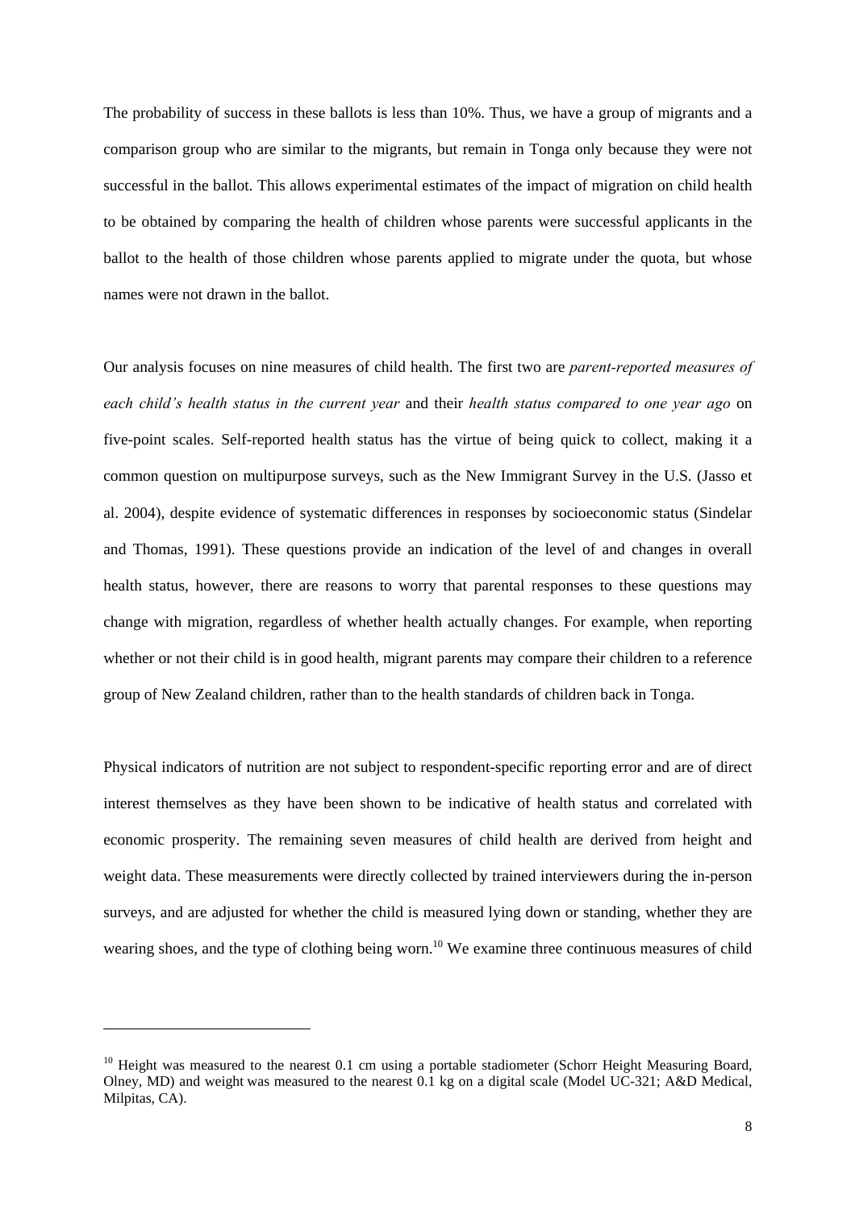The probability of success in these ballots is less than 10%. Thus, we have a group of migrants and a comparison group who are similar to the migrants, but remain in Tonga only because they were not successful in the ballot. This allows experimental estimates of the impact of migration on child health to be obtained by comparing the health of children whose parents were successful applicants in the ballot to the health of those children whose parents applied to migrate under the quota, but whose names were not drawn in the ballot.

Our analysis focuses on nine measures of child health. The first two are *parent-reported measures of each child's health status in the current year* and their *health status compared to one year ago* on five-point scales. Self-reported health status has the virtue of being quick to collect, making it a common question on multipurpose surveys, such as the New Immigrant Survey in the U.S. (Jasso et al. 2004), despite evidence of systematic differences in responses by socioeconomic status (Sindelar and Thomas, 1991). These questions provide an indication of the level of and changes in overall health status, however, there are reasons to worry that parental responses to these questions may change with migration, regardless of whether health actually changes. For example, when reporting whether or not their child is in good health, migrant parents may compare their children to a reference group of New Zealand children, rather than to the health standards of children back in Tonga.

Physical indicators of nutrition are not subject to respondent-specific reporting error and are of direct interest themselves as they have been shown to be indicative of health status and correlated with economic prosperity. The remaining seven measures of child health are derived from height and weight data. These measurements were directly collected by trained interviewers during the in-person surveys, and are adjusted for whether the child is measured lying down or standing, whether they are wearing shoes, and the type of clothing being worn.[10] We examine three continuous measures of child

---

[10] Height was measured to the nearest 0.1 cm using a portable stadiometer (Schorr Height Measuring Board, Olney, MD) and weight was measured to the nearest 0.1 kg on a digital scale (Model UC-321; A&D Medical, Milpitas, CA).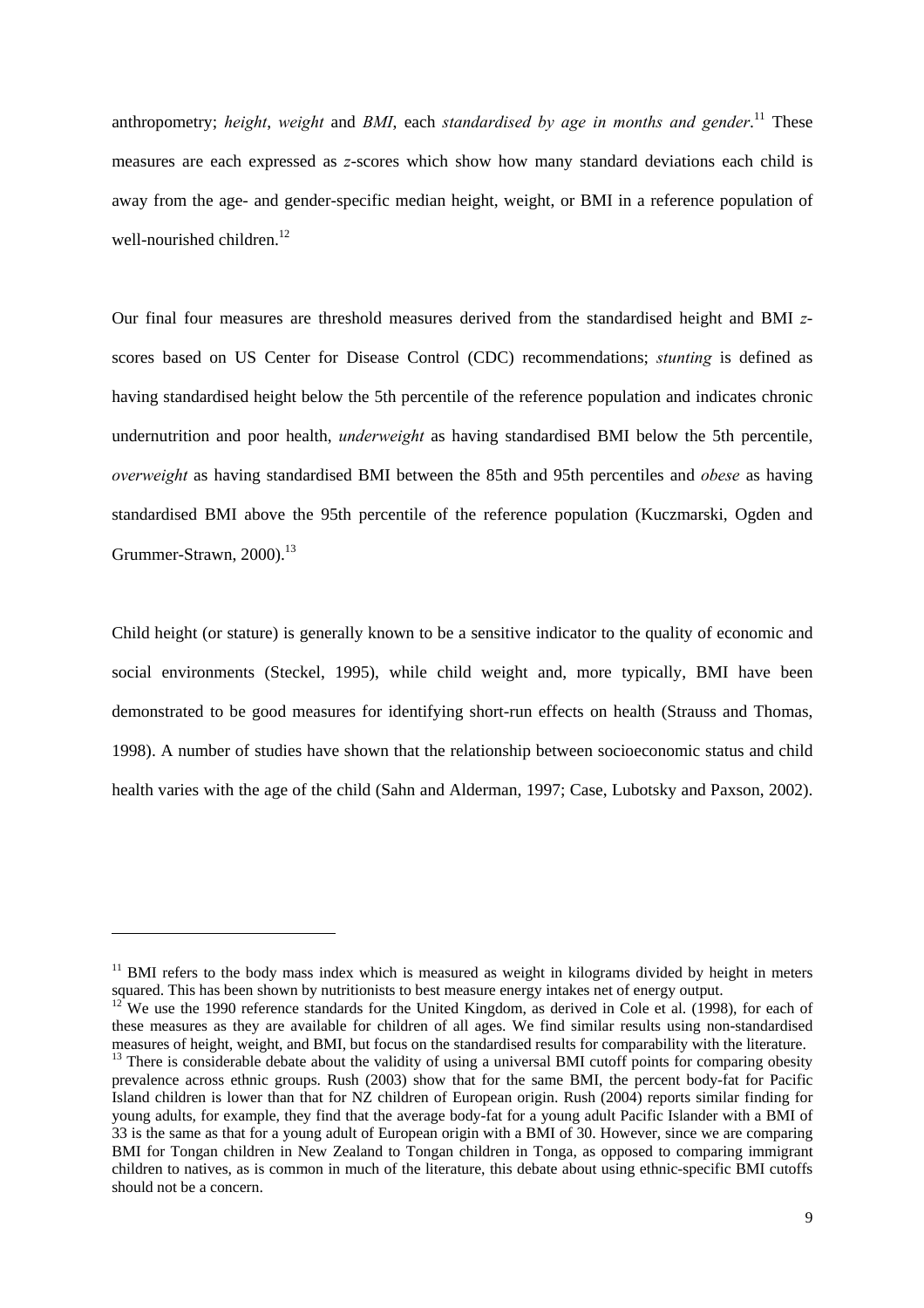anthropometry; *height*, *weight* and *BMI*, each *standardised by age in months and gender*.[11] These measures are each expressed as *z*-scores which show how many standard deviations each child is away from the age- and gender-specific median height, weight, or BMI in a reference population of well-nourished children.[12]

Our final four measures are threshold measures derived from the standardised height and BMI *z*-scores based on US Center for Disease Control (CDC) recommendations; *stunting* is defined as having standardised height below the 5th percentile of the reference population and indicates chronic undernutrition and poor health, *underweight* as having standardised BMI below the 5th percentile, *overweight* as having standardised BMI between the 85th and 95th percentiles and *obese* as having standardised BMI above the 95th percentile of the reference population (Kuczmarski, Ogden and Grummer-Strawn, 2000).[13]

Child height (or stature) is generally known to be a sensitive indicator to the quality of economic and social environments (Steckel, 1995), while child weight and, more typically, BMI have been demonstrated to be good measures for identifying short-run effects on health (Strauss and Thomas, 1998). A number of studies have shown that the relationship between socioeconomic status and child health varies with the age of the child (Sahn and Alderman, 1997; Case, Lubotsky and Paxson, 2002).

---

[11] BMI refers to the body mass index which is measured as weight in kilograms divided by height in meters squared. This has been shown by nutritionists to best measure energy intakes net of energy output.

[12] We use the 1990 reference standards for the United Kingdom, as derived in Cole et al. (1998), for each of these measures as they are available for children of all ages. We find similar results using non-standardised measures of height, weight, and BMI, but focus on the standardised results for comparability with the literature.

[13] There is considerable debate about the validity of using a universal BMI cutoff points for comparing obesity prevalence across ethnic groups. Rush (2003) show that for the same BMI, the percent body-fat for Pacific Island children is lower than that for NZ children of European origin. Rush (2004) reports similar finding for young adults, for example, they find that the average body-fat for a young adult Pacific Islander with a BMI of 33 is the same as that for a young adult of European origin with a BMI of 30. However, since we are comparing BMI for Tongan children in New Zealand to Tongan children in Tonga, as opposed to comparing immigrant children to natives, as is common in much of the literature, this debate about using ethnic-specific BMI cutoffs should not be a concern.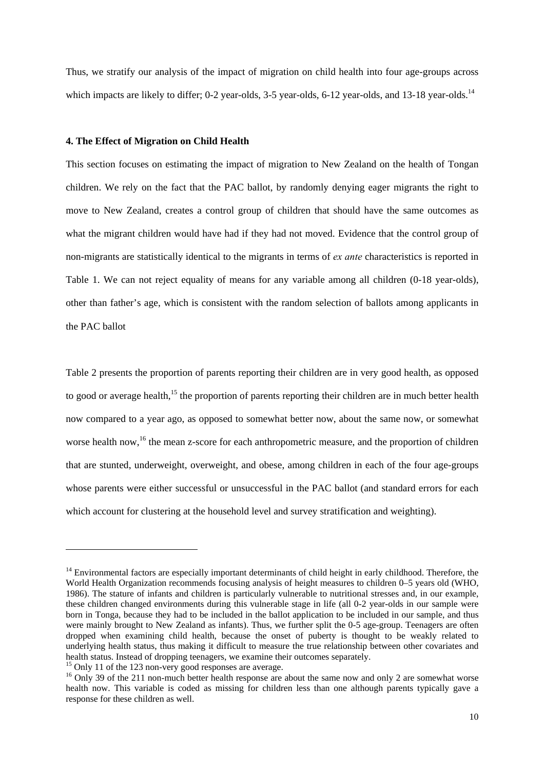Thus, we stratify our analysis of the impact of migration on child health into four age-groups across which impacts are likely to differ; 0-2 year-olds, 3-5 year-olds, 6-12 year-olds, and 13-18 year-olds.[14]

#### 4. The Effect of Migration on Child Health

This section focuses on estimating the impact of migration to New Zealand on the health of Tongan children. We rely on the fact that the PAC ballot, by randomly denying eager migrants the right to move to New Zealand, creates a control group of children that should have the same outcomes as what the migrant children would have had if they had not moved. Evidence that the control group of non-migrants are statistically identical to the migrants in terms of *ex ante* characteristics is reported in Table 1. We can not reject equality of means for any variable among all children (0-18 year-olds), other than father's age, which is consistent with the random selection of ballots among applicants in the PAC ballot

Table 2 presents the proportion of parents reporting their children are in very good health, as opposed to good or average health,[15] the proportion of parents reporting their children are in much better health now compared to a year ago, as opposed to somewhat better now, about the same now, or somewhat worse health now,[16] the mean z-score for each anthropometric measure, and the proportion of children that are stunted, underweight, overweight, and obese, among children in each of the four age-groups whose parents were either successful or unsuccessful in the PAC ballot (and standard errors for each which account for clustering at the household level and survey stratification and weighting).

---

[14] Environmental factors are especially important determinants of child height in early childhood. Therefore, the World Health Organization recommends focusing analysis of height measures to children 0–5 years old (WHO, 1986). The stature of infants and children is particularly vulnerable to nutritional stresses and, in our example, these children changed environments during this vulnerable stage in life (all 0-2 year-olds in our sample were born in Tonga, because they had to be included in the ballot application to be included in our sample, and thus were mainly brought to New Zealand as infants). Thus, we further split the 0-5 age-group. Teenagers are often dropped when examining child health, because the onset of puberty is thought to be weakly related to underlying health status, thus making it difficult to measure the true relationship between other covariates and health status. Instead of dropping teenagers, we examine their outcomes separately.

[15] Only 11 of the 123 non-very good responses are average.

[16] Only 39 of the 211 non-much better health response are about the same now and only 2 are somewhat worse health now. This variable is coded as missing for children less than one although parents typically gave a response for these children as well.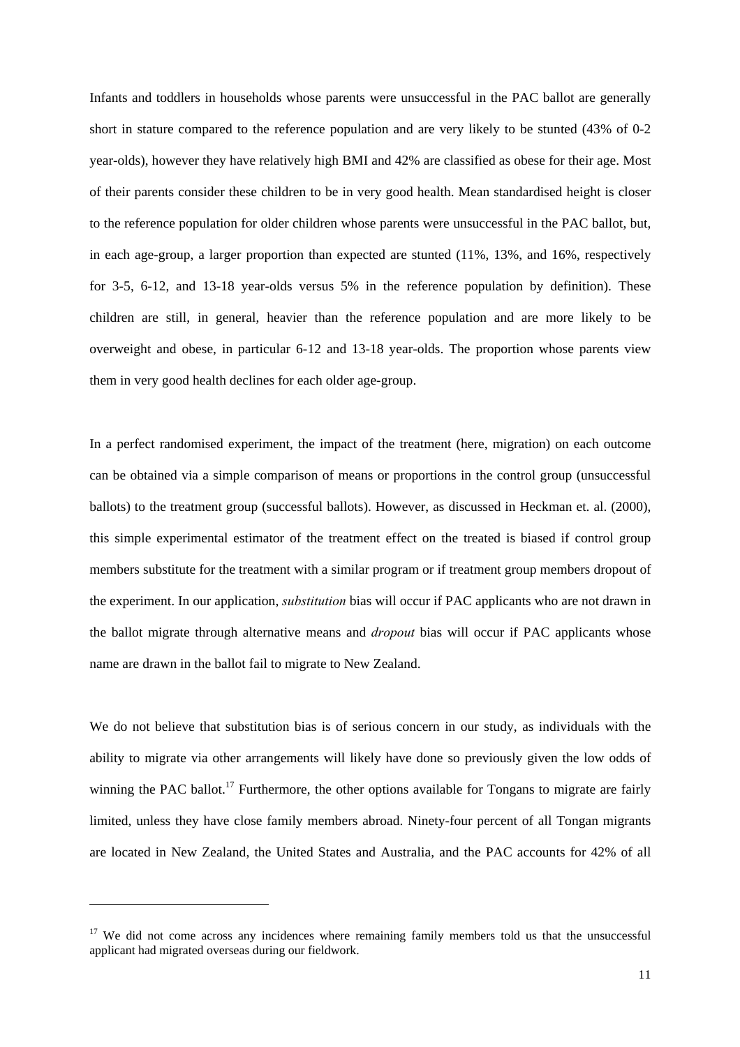Infants and toddlers in households whose parents were unsuccessful in the PAC ballot are generally short in stature compared to the reference population and are very likely to be stunted (43% of 0-2 year-olds), however they have relatively high BMI and 42% are classified as obese for their age. Most of their parents consider these children to be in very good health. Mean standardised height is closer to the reference population for older children whose parents were unsuccessful in the PAC ballot, but, in each age-group, a larger proportion than expected are stunted (11%, 13%, and 16%, respectively for 3-5, 6-12, and 13-18 year-olds versus 5% in the reference population by definition). These children are still, in general, heavier than the reference population and are more likely to be overweight and obese, in particular 6-12 and 13-18 year-olds. The proportion whose parents view them in very good health declines for each older age-group.

In a perfect randomised experiment, the impact of the treatment (here, migration) on each outcome can be obtained via a simple comparison of means or proportions in the control group (unsuccessful ballots) to the treatment group (successful ballots). However, as discussed in Heckman et. al. (2000), this simple experimental estimator of the treatment effect on the treated is biased if control group members substitute for the treatment with a similar program or if treatment group members dropout of the experiment. In our application, *substitution* bias will occur if PAC applicants who are not drawn in the ballot migrate through alternative means and *dropout* bias will occur if PAC applicants whose name are drawn in the ballot fail to migrate to New Zealand.

We do not believe that substitution bias is of serious concern in our study, as individuals with the ability to migrate via other arrangements will likely have done so previously given the low odds of winning the PAC ballot.[17] Furthermore, the other options available for Tongans to migrate are fairly limited, unless they have close family members abroad. Ninety-four percent of all Tongan migrants are located in New Zealand, the United States and Australia, and the PAC accounts for 42% of all

[17] We did not come across any incidences where remaining family members told us that the unsuccessful applicant had migrated overseas during our fieldwork.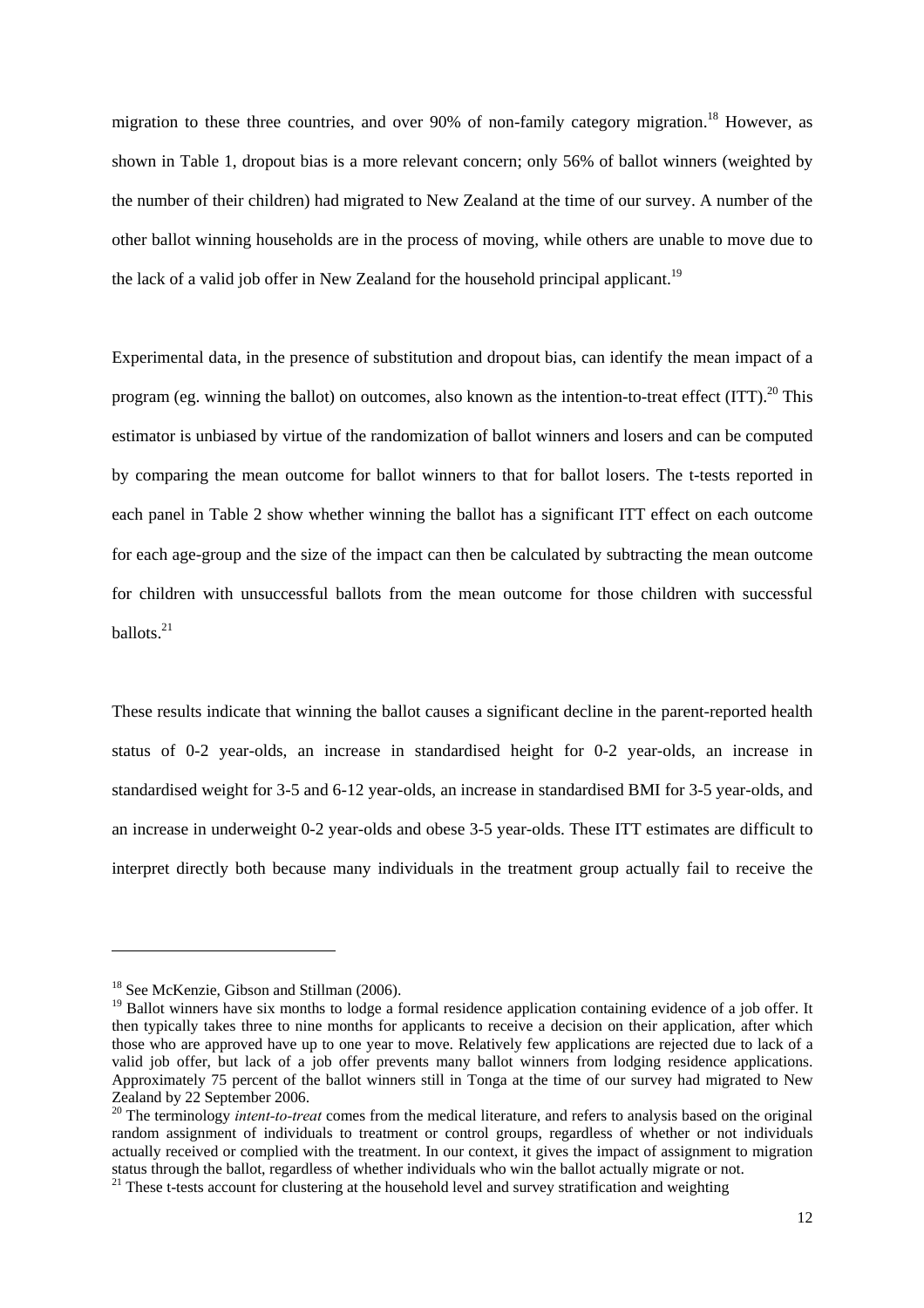migration to these three countries, and over 90% of non-family category migration.[18] However, as shown in Table 1, dropout bias is a more relevant concern; only 56% of ballot winners (weighted by the number of their children) had migrated to New Zealand at the time of our survey. A number of the other ballot winning households are in the process of moving, while others are unable to move due to the lack of a valid job offer in New Zealand for the household principal applicant.[19]

Experimental data, in the presence of substitution and dropout bias, can identify the mean impact of a program (eg. winning the ballot) on outcomes, also known as the intention-to-treat effect (ITT).[20] This estimator is unbiased by virtue of the randomization of ballot winners and losers and can be computed by comparing the mean outcome for ballot winners to that for ballot losers. The t-tests reported in each panel in Table 2 show whether winning the ballot has a significant ITT effect on each outcome for each age-group and the size of the impact can then be calculated by subtracting the mean outcome for children with unsuccessful ballots from the mean outcome for those children with successful ballots.[21]

These results indicate that winning the ballot causes a significant decline in the parent-reported health status of 0-2 year-olds, an increase in standardised height for 0-2 year-olds, an increase in standardised weight for 3-5 and 6-12 year-olds, an increase in standardised BMI for 3-5 year-olds, and an increase in underweight 0-2 year-olds and obese 3-5 year-olds. These ITT estimates are difficult to interpret directly both because many individuals in the treatment group actually fail to receive the

---

[18] See McKenzie, Gibson and Stillman (2006).

[19] Ballot winners have six months to lodge a formal residence application containing evidence of a job offer. It then typically takes three to nine months for applicants to receive a decision on their application, after which those who are approved have up to one year to move. Relatively few applications are rejected due to lack of a valid job offer, but lack of a job offer prevents many ballot winners from lodging residence applications. Approximately 75 percent of the ballot winners still in Tonga at the time of our survey had migrated to New Zealand by 22 September 2006.

[20] The terminology *intent-to-treat* comes from the medical literature, and refers to analysis based on the original random assignment of individuals to treatment or control groups, regardless of whether or not individuals actually received or complied with the treatment. In our context, it gives the impact of assignment to migration status through the ballot, regardless of whether individuals who win the ballot actually migrate or not.

[21] These t-tests account for clustering at the household level and survey stratification and weighting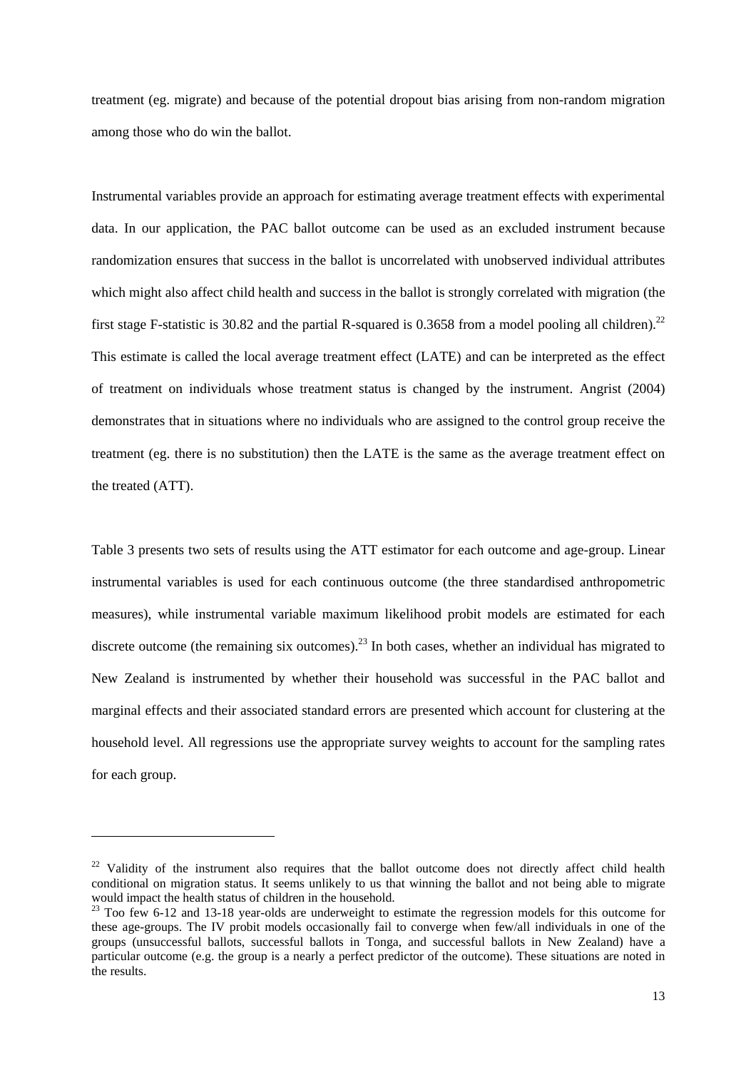treatment (eg. migrate) and because of the potential dropout bias arising from non-random migration among those who do win the ballot.

Instrumental variables provide an approach for estimating average treatment effects with experimental data. In our application, the PAC ballot outcome can be used as an excluded instrument because randomization ensures that success in the ballot is uncorrelated with unobserved individual attributes which might also affect child health and success in the ballot is strongly correlated with migration (the first stage F-statistic is 30.82 and the partial R-squared is 0.3658 from a model pooling all children).[22] This estimate is called the local average treatment effect (LATE) and can be interpreted as the effect of treatment on individuals whose treatment status is changed by the instrument. Angrist (2004) demonstrates that in situations where no individuals who are assigned to the control group receive the treatment (eg. there is no substitution) then the LATE is the same as the average treatment effect on the treated (ATT).

Table 3 presents two sets of results using the ATT estimator for each outcome and age-group. Linear instrumental variables is used for each continuous outcome (the three standardised anthropometric measures), while instrumental variable maximum likelihood probit models are estimated for each discrete outcome (the remaining six outcomes).[23] In both cases, whether an individual has migrated to New Zealand is instrumented by whether their household was successful in the PAC ballot and marginal effects and their associated standard errors are presented which account for clustering at the household level. All regressions use the appropriate survey weights to account for the sampling rates for each group.

---

[22] Validity of the instrument also requires that the ballot outcome does not directly affect child health conditional on migration status. It seems unlikely to us that winning the ballot and not being able to migrate would impact the health status of children in the household.

[23] Too few 6-12 and 13-18 year-olds are underweight to estimate the regression models for this outcome for these age-groups. The IV probit models occasionally fail to converge when few/all individuals in one of the groups (unsuccessful ballots, successful ballots in Tonga, and successful ballots in New Zealand) have a particular outcome (e.g. the group is a nearly a perfect predictor of the outcome). These situations are noted in the results.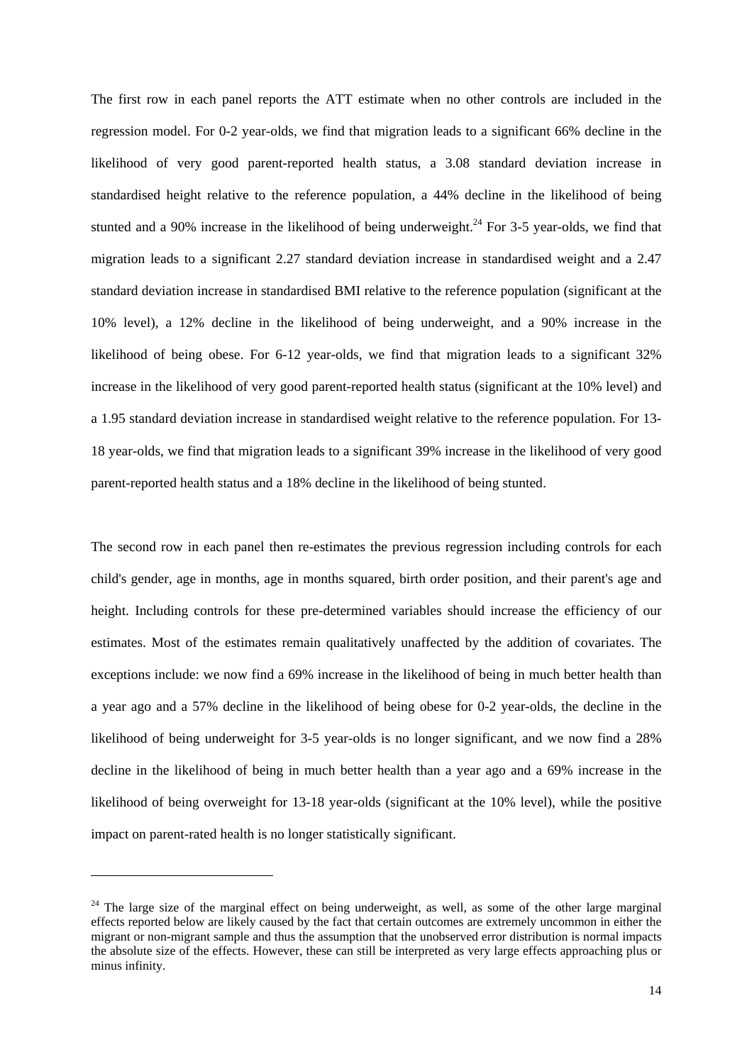The first row in each panel reports the ATT estimate when no other controls are included in the regression model. For 0-2 year-olds, we find that migration leads to a significant 66% decline in the likelihood of very good parent-reported health status, a 3.08 standard deviation increase in standardised height relative to the reference population, a 44% decline in the likelihood of being stunted and a 90% increase in the likelihood of being underweight.[24] For 3-5 year-olds, we find that migration leads to a significant 2.27 standard deviation increase in standardised weight and a 2.47 standard deviation increase in standardised BMI relative to the reference population (significant at the 10% level), a 12% decline in the likelihood of being underweight, and a 90% increase in the likelihood of being obese. For 6-12 year-olds, we find that migration leads to a significant 32% increase in the likelihood of very good parent-reported health status (significant at the 10% level) and a 1.95 standard deviation increase in standardised weight relative to the reference population. For 13-18 year-olds, we find that migration leads to a significant 39% increase in the likelihood of very good parent-reported health status and a 18% decline in the likelihood of being stunted.

The second row in each panel then re-estimates the previous regression including controls for each child's gender, age in months, age in months squared, birth order position, and their parent's age and height. Including controls for these pre-determined variables should increase the efficiency of our estimates. Most of the estimates remain qualitatively unaffected by the addition of covariates. The exceptions include: we now find a 69% increase in the likelihood of being in much better health than a year ago and a 57% decline in the likelihood of being obese for 0-2 year-olds, the decline in the likelihood of being underweight for 3-5 year-olds is no longer significant, and we now find a 28% decline in the likelihood of being in much better health than a year ago and a 69% increase in the likelihood of being overweight for 13-18 year-olds (significant at the 10% level), while the positive impact on parent-rated health is no longer statistically significant.

[24] The large size of the marginal effect on being underweight, as well, as some of the other large marginal effects reported below are likely caused by the fact that certain outcomes are extremely uncommon in either the migrant or non-migrant sample and thus the assumption that the unobserved error distribution is normal impacts the absolute size of the effects. However, these can still be interpreted as very large effects approaching plus or minus infinity.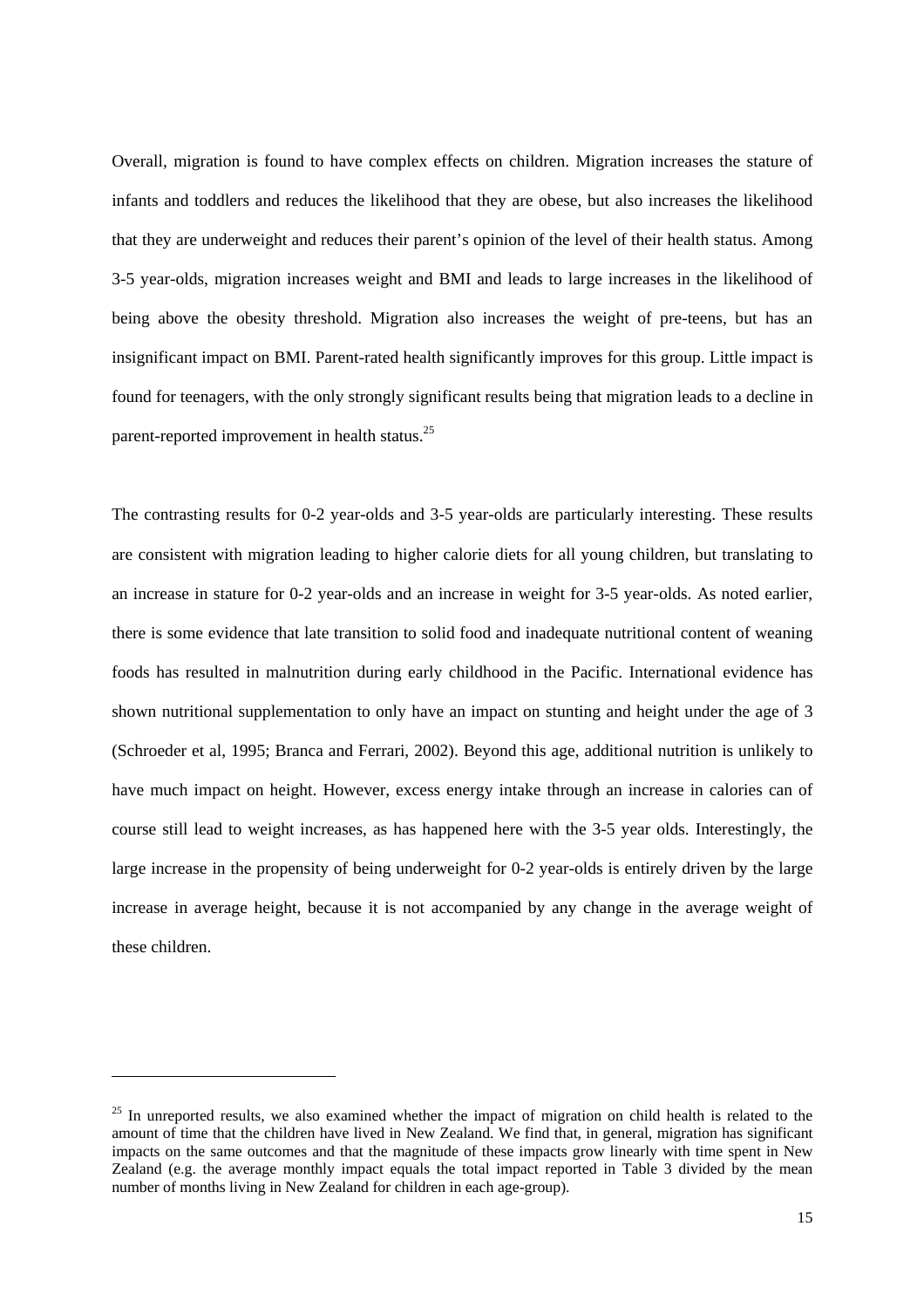Overall, migration is found to have complex effects on children. Migration increases the stature of infants and toddlers and reduces the likelihood that they are obese, but also increases the likelihood that they are underweight and reduces their parent's opinion of the level of their health status. Among 3-5 year-olds, migration increases weight and BMI and leads to large increases in the likelihood of being above the obesity threshold. Migration also increases the weight of pre-teens, but has an insignificant impact on BMI. Parent-rated health significantly improves for this group. Little impact is found for teenagers, with the only strongly significant results being that migration leads to a decline in parent-reported improvement in health status.[25]

The contrasting results for 0-2 year-olds and 3-5 year-olds are particularly interesting. These results are consistent with migration leading to higher calorie diets for all young children, but translating to an increase in stature for 0-2 year-olds and an increase in weight for 3-5 year-olds. As noted earlier, there is some evidence that late transition to solid food and inadequate nutritional content of weaning foods has resulted in malnutrition during early childhood in the Pacific. International evidence has shown nutritional supplementation to only have an impact on stunting and height under the age of 3 (Schroeder et al, 1995; Branca and Ferrari, 2002). Beyond this age, additional nutrition is unlikely to have much impact on height. However, excess energy intake through an increase in calories can of course still lead to weight increases, as has happened here with the 3-5 year olds. Interestingly, the large increase in the propensity of being underweight for 0-2 year-olds is entirely driven by the large increase in average height, because it is not accompanied by any change in the average weight of these children.

---

[25] In unreported results, we also examined whether the impact of migration on child health is related to the amount of time that the children have lived in New Zealand. We find that, in general, migration has significant impacts on the same outcomes and that the magnitude of these impacts grow linearly with time spent in New Zealand (e.g. the average monthly impact equals the total impact reported in Table 3 divided by the mean number of months living in New Zealand for children in each age-group).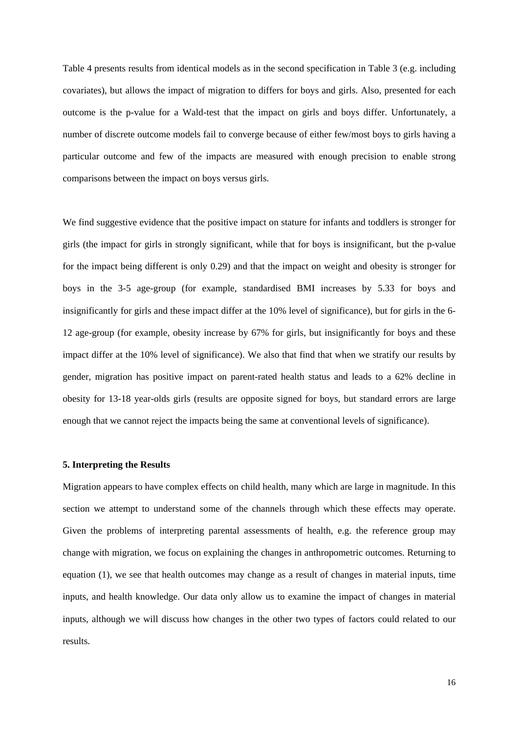Table 4 presents results from identical models as in the second specification in Table 3 (e.g. including covariates), but allows the impact of migration to differs for boys and girls. Also, presented for each outcome is the p-value for a Wald-test that the impact on girls and boys differ. Unfortunately, a number of discrete outcome models fail to converge because of either few/most boys to girls having a particular outcome and few of the impacts are measured with enough precision to enable strong comparisons between the impact on boys versus girls.

We find suggestive evidence that the positive impact on stature for infants and toddlers is stronger for girls (the impact for girls in strongly significant, while that for boys is insignificant, but the p-value for the impact being different is only 0.29) and that the impact on weight and obesity is stronger for boys in the 3-5 age-group (for example, standardised BMI increases by 5.33 for boys and insignificantly for girls and these impact differ at the 10% level of significance), but for girls in the 6-12 age-group (for example, obesity increase by 67% for girls, but insignificantly for boys and these impact differ at the 10% level of significance). We also that find that when we stratify our results by gender, migration has positive impact on parent-rated health status and leads to a 62% decline in obesity for 13-18 year-olds girls (results are opposite signed for boys, but standard errors are large enough that we cannot reject the impacts being the same at conventional levels of significance).

#### 5. Interpreting the Results

Migration appears to have complex effects on child health, many which are large in magnitude. In this section we attempt to understand some of the channels through which these effects may operate. Given the problems of interpreting parental assessments of health, e.g. the reference group may change with migration, we focus on explaining the changes in anthropometric outcomes. Returning to equation (1), we see that health outcomes may change as a result of changes in material inputs, time inputs, and health knowledge. Our data only allow us to examine the impact of changes in material inputs, although we will discuss how changes in the other two types of factors could related to our results.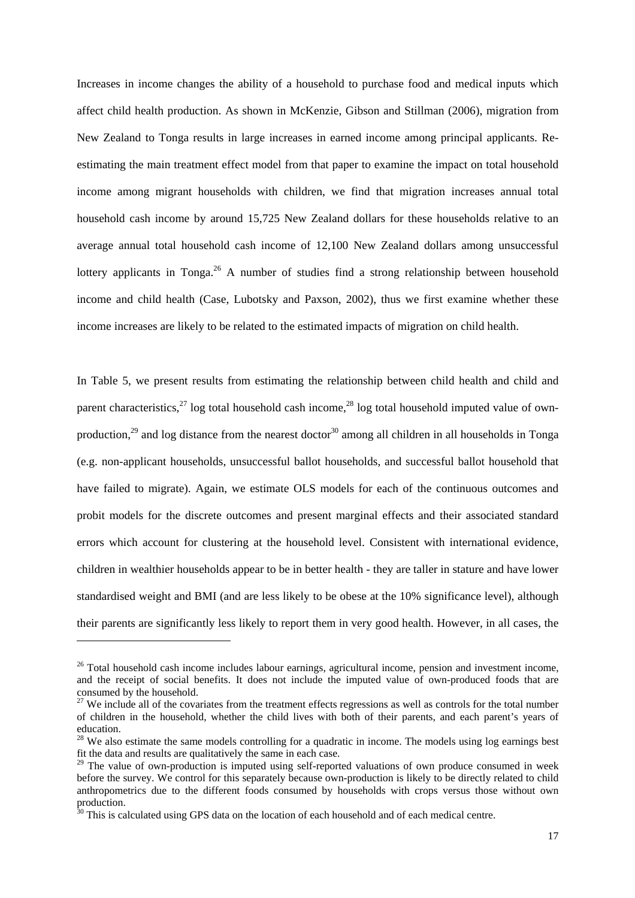Increases in income changes the ability of a household to purchase food and medical inputs which affect child health production. As shown in McKenzie, Gibson and Stillman (2006), migration from New Zealand to Tonga results in large increases in earned income among principal applicants. Re-estimating the main treatment effect model from that paper to examine the impact on total household income among migrant households with children, we find that migration increases annual total household cash income by around 15,725 New Zealand dollars for these households relative to an average annual total household cash income of 12,100 New Zealand dollars among unsuccessful lottery applicants in Tonga.[26] A number of studies find a strong relationship between household income and child health (Case, Lubotsky and Paxson, 2002), thus we first examine whether these income increases are likely to be related to the estimated impacts of migration on child health.

In Table 5, we present results from estimating the relationship between child health and child and parent characteristics,[27] log total household cash income,[28] log total household imputed value of own-production,[29] and log distance from the nearest doctor[30] among all children in all households in Tonga (e.g. non-applicant households, unsuccessful ballot households, and successful ballot household that have failed to migrate). Again, we estimate OLS models for each of the continuous outcomes and probit models for the discrete outcomes and present marginal effects and their associated standard errors which account for clustering at the household level. Consistent with international evidence, children in wealthier households appear to be in better health - they are taller in stature and have lower standardised weight and BMI (and are less likely to be obese at the 10% significance level), although their parents are significantly less likely to report them in very good health. However, in all cases, the

---

[26] Total household cash income includes labour earnings, agricultural income, pension and investment income, and the receipt of social benefits. It does not include the imputed value of own-produced foods that are consumed by the household.

[27] We include all of the covariates from the treatment effects regressions as well as controls for the total number of children in the household, whether the child lives with both of their parents, and each parent's years of education.

[28] We also estimate the same models controlling for a quadratic in income. The models using log earnings best fit the data and results are qualitatively the same in each case.

[29] The value of own-production is imputed using self-reported valuations of own produce consumed in week before the survey. We control for this separately because own-production is likely to be directly related to child anthropometrics due to the different foods consumed by households with crops versus those without own production.

[30] This is calculated using GPS data on the location of each household and of each medical centre.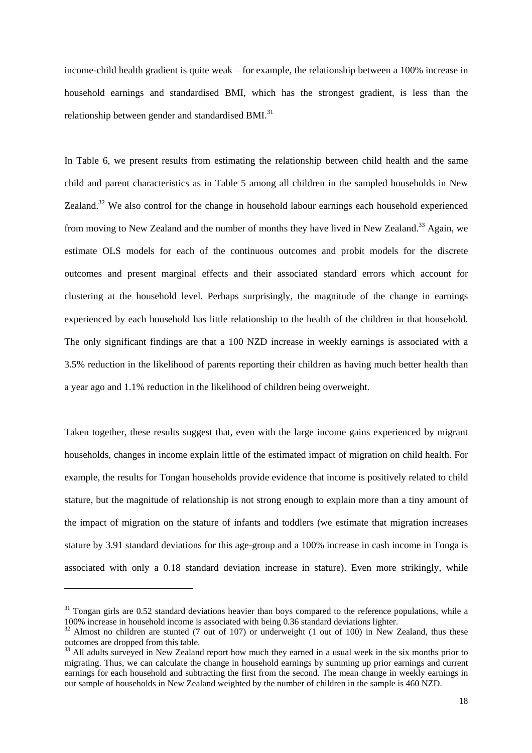income-child health gradient is quite weak – for example, the relationship between a 100% increase in household earnings and standardised BMI, which has the strongest gradient, is less than the relationship between gender and standardised BMI.[31]

In Table 6, we present results from estimating the relationship between child health and the same child and parent characteristics as in Table 5 among all children in the sampled households in New Zealand.[32] We also control for the change in household labour earnings each household experienced from moving to New Zealand and the number of months they have lived in New Zealand.[33] Again, we estimate OLS models for each of the continuous outcomes and probit models for the discrete outcomes and present marginal effects and their associated standard errors which account for clustering at the household level. Perhaps surprisingly, the magnitude of the change in earnings experienced by each household has little relationship to the health of the children in that household. The only significant findings are that a 100 NZD increase in weekly earnings is associated with a 3.5% reduction in the likelihood of parents reporting their children as having much better health than a year ago and 1.1% reduction in the likelihood of children being overweight.

Taken together, these results suggest that, even with the large income gains experienced by migrant households, changes in income explain little of the estimated impact of migration on child health. For example, the results for Tongan households provide evidence that income is positively related to child stature, but the magnitude of relationship is not strong enough to explain more than a tiny amount of the impact of migration on the stature of infants and toddlers (we estimate that migration increases stature by 3.91 standard deviations for this age-group and a 100% increase in cash income in Tonga is associated with only a 0.18 standard deviation increase in stature). Even more strikingly, while

[31] Tongan girls are 0.52 standard deviations heavier than boys compared to the reference populations, while a 100% increase in household income is associated with being 0.36 standard deviations lighter.

[32] Almost no children are stunted (7 out of 107) or underweight (1 out of 100) in New Zealand, thus these outcomes are dropped from this table.

[33] All adults surveyed in New Zealand report how much they earned in a usual week in the six months prior to migrating. Thus, we can calculate the change in household earnings by summing up prior earnings and current earnings for each household and subtracting the first from the second. The mean change in weekly earnings in our sample of households in New Zealand weighted by the number of children in the sample is 460 NZD.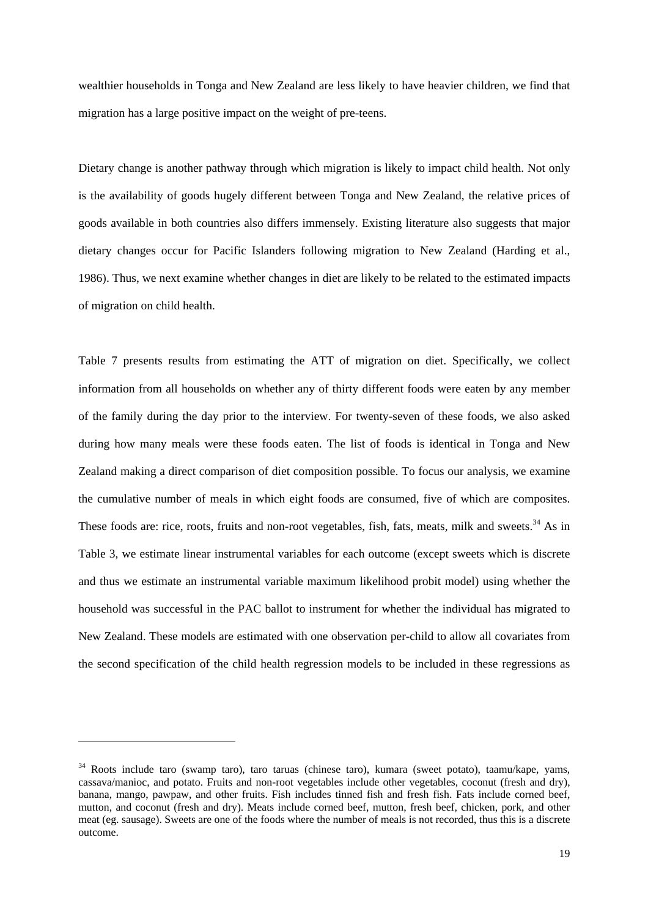wealthier households in Tonga and New Zealand are less likely to have heavier children, we find that migration has a large positive impact on the weight of pre-teens.

Dietary change is another pathway through which migration is likely to impact child health. Not only is the availability of goods hugely different between Tonga and New Zealand, the relative prices of goods available in both countries also differs immensely. Existing literature also suggests that major dietary changes occur for Pacific Islanders following migration to New Zealand (Harding et al., 1986). Thus, we next examine whether changes in diet are likely to be related to the estimated impacts of migration on child health.

Table 7 presents results from estimating the ATT of migration on diet. Specifically, we collect information from all households on whether any of thirty different foods were eaten by any member of the family during the day prior to the interview. For twenty-seven of these foods, we also asked during how many meals were these foods eaten. The list of foods is identical in Tonga and New Zealand making a direct comparison of diet composition possible. To focus our analysis, we examine the cumulative number of meals in which eight foods are consumed, five of which are composites. These foods are: rice, roots, fruits and non-root vegetables, fish, fats, meats, milk and sweets.[34] As in Table 3, we estimate linear instrumental variables for each outcome (except sweets which is discrete and thus we estimate an instrumental variable maximum likelihood probit model) using whether the household was successful in the PAC ballot to instrument for whether the individual has migrated to New Zealand. These models are estimated with one observation per-child to allow all covariates from the second specification of the child health regression models to be included in these regressions as

[34] Roots include taro (swamp taro), taro taruas (chinese taro), kumara (sweet potato), taamu/kape, yams, cassava/manioc, and potato. Fruits and non-root vegetables include other vegetables, coconut (fresh and dry), banana, mango, pawpaw, and other fruits. Fish includes tinned fish and fresh fish. Fats include corned beef, mutton, and coconut (fresh and dry). Meats include corned beef, mutton, fresh beef, chicken, pork, and other meat (eg. sausage). Sweets are one of the foods where the number of meals is not recorded, thus this is a discrete outcome.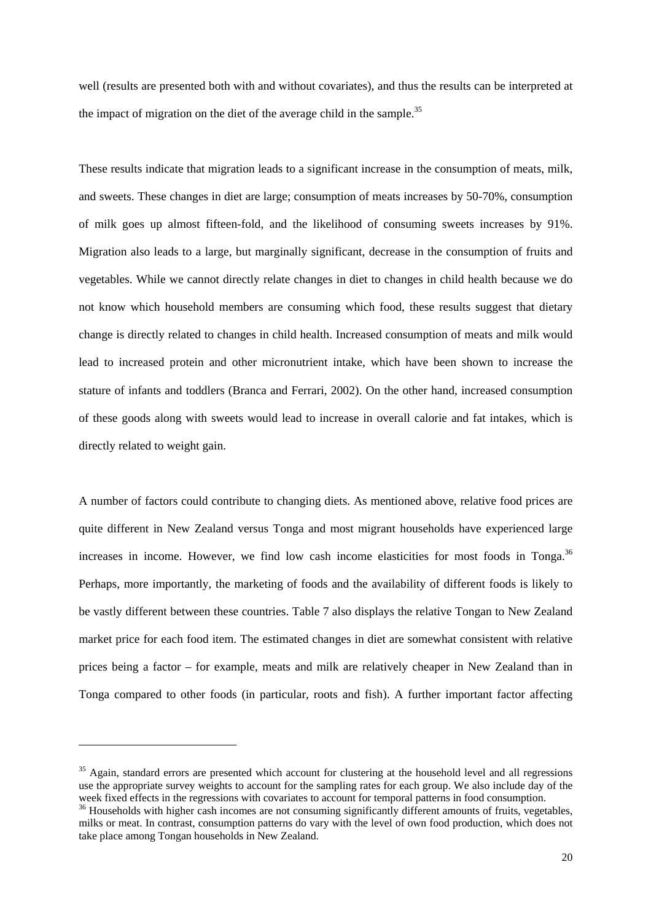well (results are presented both with and without covariates), and thus the results can be interpreted at the impact of migration on the diet of the average child in the sample.[35]

These results indicate that migration leads to a significant increase in the consumption of meats, milk, and sweets. These changes in diet are large; consumption of meats increases by 50-70%, consumption of milk goes up almost fifteen-fold, and the likelihood of consuming sweets increases by 91%. Migration also leads to a large, but marginally significant, decrease in the consumption of fruits and vegetables. While we cannot directly relate changes in diet to changes in child health because we do not know which household members are consuming which food, these results suggest that dietary change is directly related to changes in child health. Increased consumption of meats and milk would lead to increased protein and other micronutrient intake, which have been shown to increase the stature of infants and toddlers (Branca and Ferrari, 2002). On the other hand, increased consumption of these goods along with sweets would lead to increase in overall calorie and fat intakes, which is directly related to weight gain.

A number of factors could contribute to changing diets. As mentioned above, relative food prices are quite different in New Zealand versus Tonga and most migrant households have experienced large increases in income. However, we find low cash income elasticities for most foods in Tonga.[36] Perhaps, more importantly, the marketing of foods and the availability of different foods is likely to be vastly different between these countries. Table 7 also displays the relative Tongan to New Zealand market price for each food item. The estimated changes in diet are somewhat consistent with relative prices being a factor – for example, meats and milk are relatively cheaper in New Zealand than in Tonga compared to other foods (in particular, roots and fish). A further important factor affecting

---

[35] Again, standard errors are presented which account for clustering at the household level and all regressions use the appropriate survey weights to account for the sampling rates for each group. We also include day of the week fixed effects in the regressions with covariates to account for temporal patterns in food consumption.

[36] Households with higher cash incomes are not consuming significantly different amounts of fruits, vegetables, milks or meat. In contrast, consumption patterns do vary with the level of own food production, which does not take place among Tongan households in New Zealand.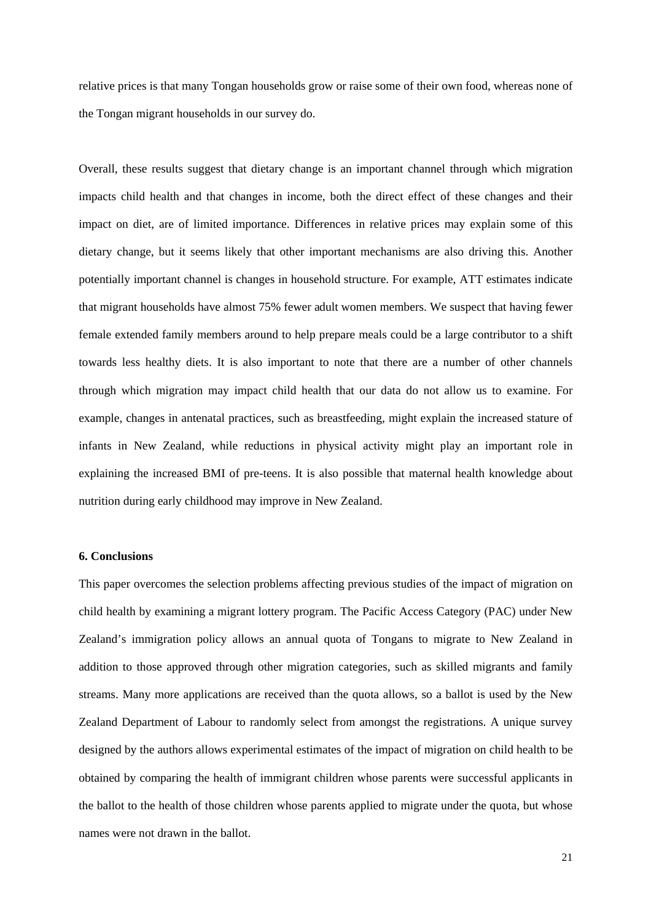relative prices is that many Tongan households grow or raise some of their own food, whereas none of the Tongan migrant households in our survey do.

Overall, these results suggest that dietary change is an important channel through which migration impacts child health and that changes in income, both the direct effect of these changes and their impact on diet, are of limited importance. Differences in relative prices may explain some of this dietary change, but it seems likely that other important mechanisms are also driving this. Another potentially important channel is changes in household structure. For example, ATT estimates indicate that migrant households have almost 75% fewer adult women members. We suspect that having fewer female extended family members around to help prepare meals could be a large contributor to a shift towards less healthy diets. It is also important to note that there are a number of other channels through which migration may impact child health that our data do not allow us to examine. For example, changes in antenatal practices, such as breastfeeding, might explain the increased stature of infants in New Zealand, while reductions in physical activity might play an important role in explaining the increased BMI of pre-teens. It is also possible that maternal health knowledge about nutrition during early childhood may improve in New Zealand.

### 6. Conclusions

This paper overcomes the selection problems affecting previous studies of the impact of migration on child health by examining a migrant lottery program. The Pacific Access Category (PAC) under New Zealand's immigration policy allows an annual quota of Tongans to migrate to New Zealand in addition to those approved through other migration categories, such as skilled migrants and family streams. Many more applications are received than the quota allows, so a ballot is used by the New Zealand Department of Labour to randomly select from amongst the registrations. A unique survey designed by the authors allows experimental estimates of the impact of migration on child health to be obtained by comparing the health of immigrant children whose parents were successful applicants in the ballot to the health of those children whose parents applied to migrate under the quota, but whose names were not drawn in the ballot.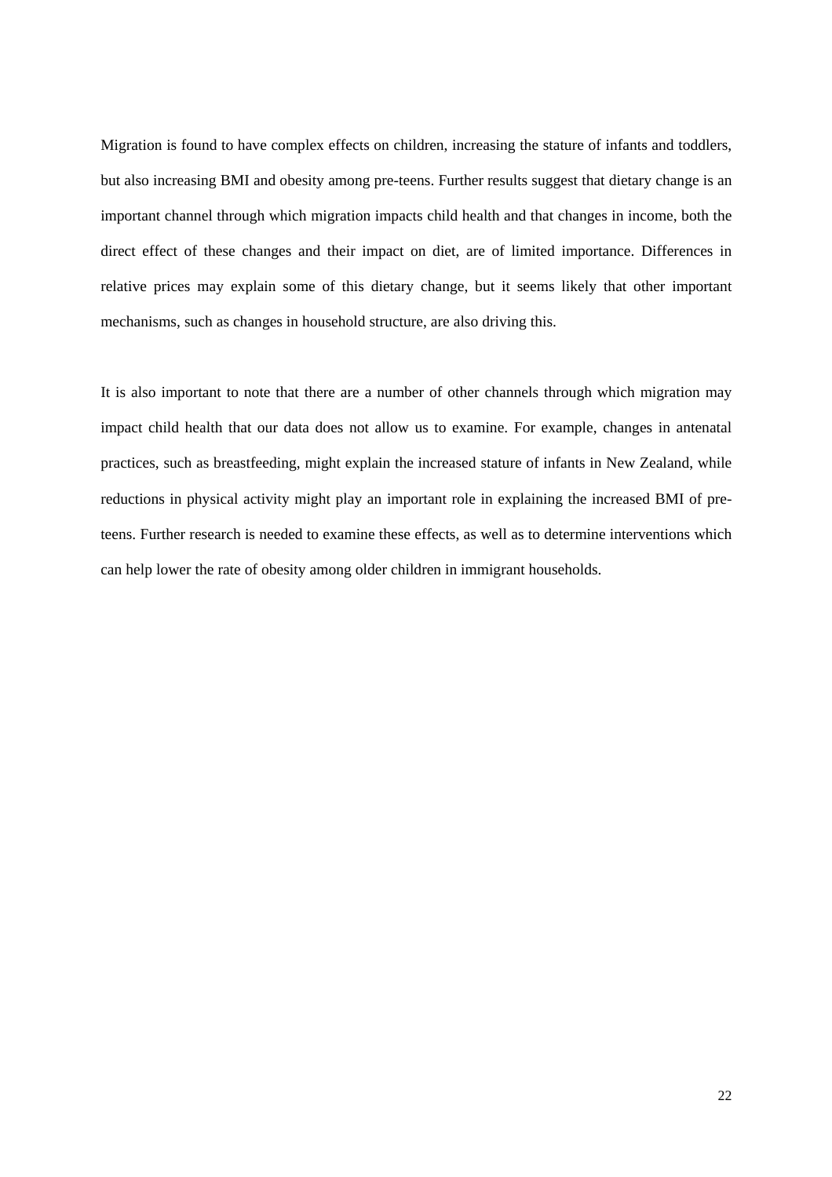Migration is found to have complex effects on children, increasing the stature of infants and toddlers, but also increasing BMI and obesity among pre-teens. Further results suggest that dietary change is an important channel through which migration impacts child health and that changes in income, both the direct effect of these changes and their impact on diet, are of limited importance. Differences in relative prices may explain some of this dietary change, but it seems likely that other important mechanisms, such as changes in household structure, are also driving this.

It is also important to note that there are a number of other channels through which migration may impact child health that our data does not allow us to examine. For example, changes in antenatal practices, such as breastfeeding, might explain the increased stature of infants in New Zealand, while reductions in physical activity might play an important role in explaining the increased BMI of pre-teens. Further research is needed to examine these effects, as well as to determine interventions which can help lower the rate of obesity among older children in immigrant households.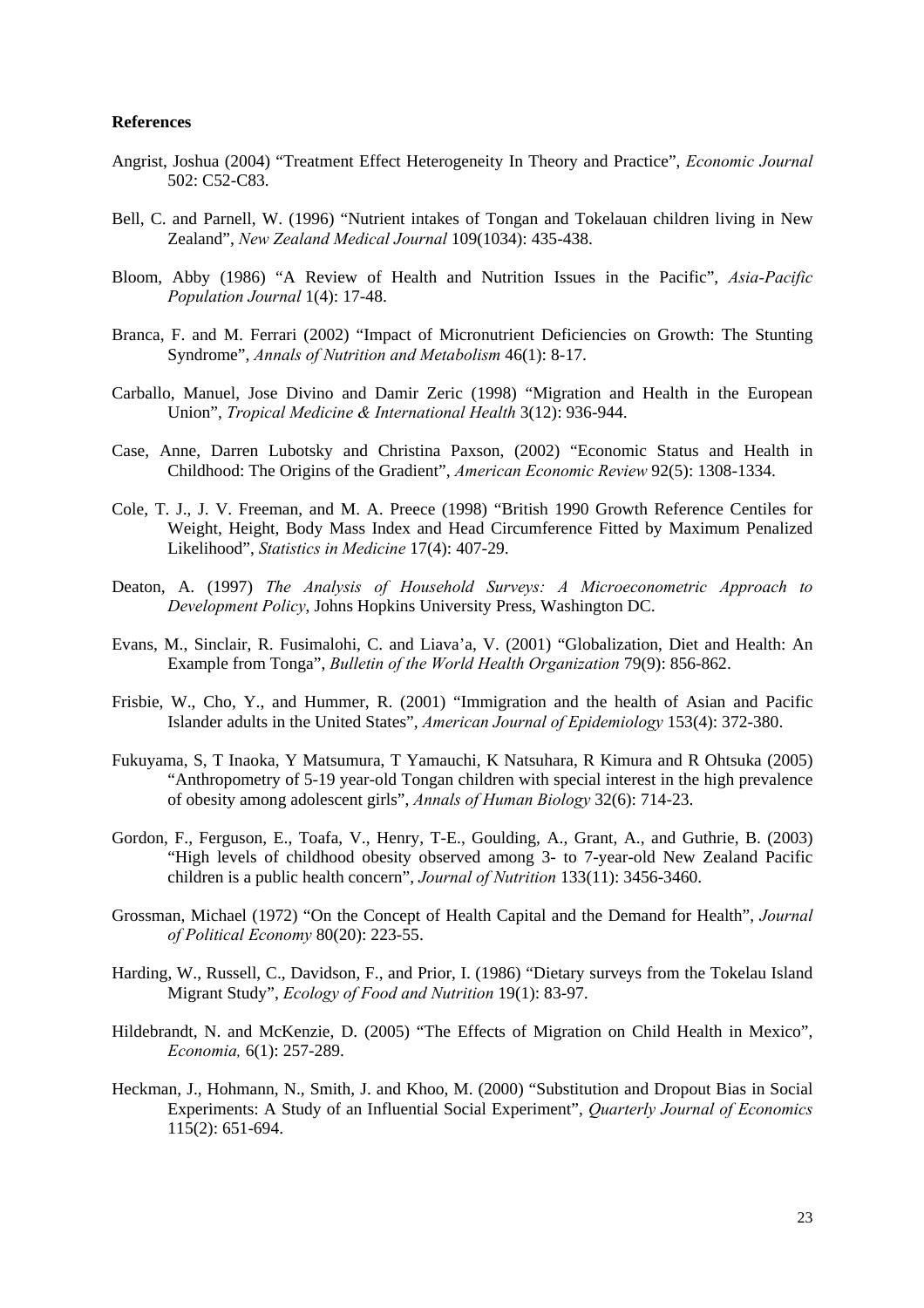**References**

Angrist, Joshua (2004) "Treatment Effect Heterogeneity In Theory and Practice", *Economic Journal* 502: C52-C83.

Bell, C. and Parnell, W. (1996) "Nutrient intakes of Tongan and Tokelauan children living in New Zealand", *New Zealand Medical Journal* 109(1034): 435-438.

Bloom, Abby (1986) "A Review of Health and Nutrition Issues in the Pacific", *Asia-Pacific Population Journal* 1(4): 17-48.

Branca, F. and M. Ferrari (2002) "Impact of Micronutrient Deficiencies on Growth: The Stunting Syndrome", *Annals of Nutrition and Metabolism* 46(1): 8-17.

Carballo, Manuel, Jose Divino and Damir Zeric (1998) "Migration and Health in the European Union", *Tropical Medicine & International Health* 3(12): 936-944.

Case, Anne, Darren Lubotsky and Christina Paxson, (2002) "Economic Status and Health in Childhood: The Origins of the Gradient", *American Economic Review* 92(5): 1308-1334.

Cole, T. J., J. V. Freeman, and M. A. Preece (1998) "British 1990 Growth Reference Centiles for Weight, Height, Body Mass Index and Head Circumference Fitted by Maximum Penalized Likelihood", *Statistics in Medicine* 17(4): 407-29.

Deaton, A. (1997) *The Analysis of Household Surveys: A Microeconometric Approach to Development Policy*, Johns Hopkins University Press, Washington DC.

Evans, M., Sinclair, R. Fusimalohi, C. and Liava'a, V. (2001) "Globalization, Diet and Health: An Example from Tonga", *Bulletin of the World Health Organization* 79(9): 856-862.

Frisbie, W., Cho, Y., and Hummer, R. (2001) "Immigration and the health of Asian and Pacific Islander adults in the United States", *American Journal of Epidemiology* 153(4): 372-380.

Fukuyama, S, T Inaoka, Y Matsumura, T Yamauchi, K Natsuhara, R Kimura and R Ohtsuka (2005) "Anthropometry of 5-19 year-old Tongan children with special interest in the high prevalence of obesity among adolescent girls", *Annals of Human Biology* 32(6): 714-23.

Gordon, F., Ferguson, E., Toafa, V., Henry, T-E., Goulding, A., Grant, A., and Guthrie, B. (2003) "High levels of childhood obesity observed among 3- to 7-year-old New Zealand Pacific children is a public health concern", *Journal of Nutrition* 133(11): 3456-3460.

Grossman, Michael (1972) "On the Concept of Health Capital and the Demand for Health", *Journal of Political Economy* 80(20): 223-55.

Harding, W., Russell, C., Davidson, F., and Prior, I. (1986) "Dietary surveys from the Tokelau Island Migrant Study", *Ecology of Food and Nutrition* 19(1): 83-97.

Hildebrandt, N. and McKenzie, D. (2005) "The Effects of Migration on Child Health in Mexico", *Economia,* 6(1): 257-289.

Heckman, J., Hohmann, N., Smith, J. and Khoo, M. (2000) "Substitution and Dropout Bias in Social Experiments: A Study of an Influential Social Experiment", *Quarterly Journal of Economics* 115(2): 651-694.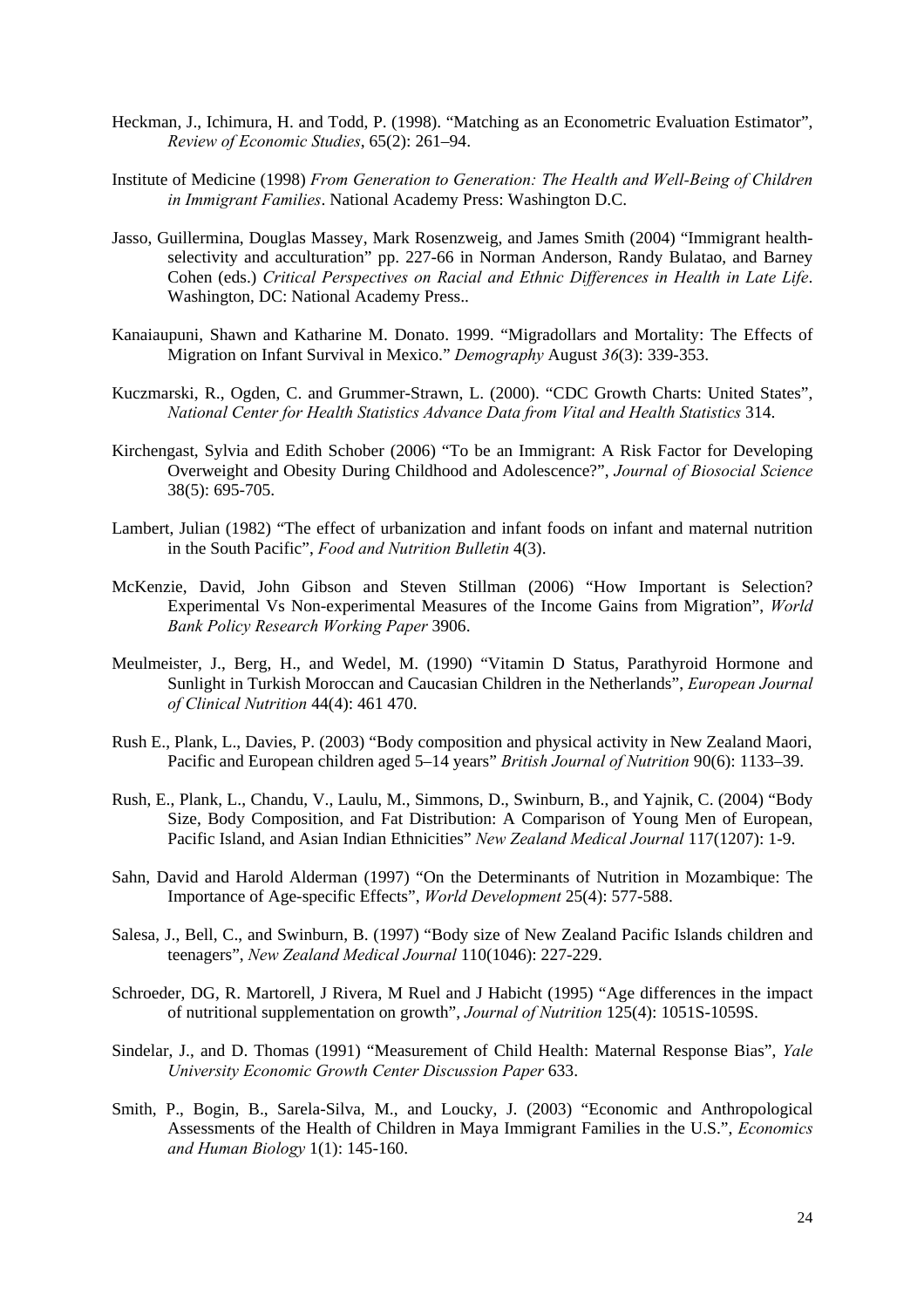Heckman, J., Ichimura, H. and Todd, P. (1998). "Matching as an Econometric Evaluation Estimator", *Review of Economic Studies*, 65(2): 261–94.

Institute of Medicine (1998) *From Generation to Generation: The Health and Well-Being of Children in Immigrant Families*. National Academy Press: Washington D.C.

Jasso, Guillermina, Douglas Massey, Mark Rosenzweig, and James Smith (2004) "Immigrant health-selectivity and acculturation" pp. 227-66 in Norman Anderson, Randy Bulatao, and Barney Cohen (eds.) *Critical Perspectives on Racial and Ethnic Differences in Health in Late Life*. Washington, DC: National Academy Press..

Kanaiaupuni, Shawn and Katharine M. Donato. 1999. "Migradollars and Mortality: The Effects of Migration on Infant Survival in Mexico." *Demography* August *36*(3): 339-353.

Kuczmarski, R., Ogden, C. and Grummer-Strawn, L. (2000). "CDC Growth Charts: United States", *National Center for Health Statistics Advance Data from Vital and Health Statistics* 314.

Kirchengast, Sylvia and Edith Schober (2006) "To be an Immigrant: A Risk Factor for Developing Overweight and Obesity During Childhood and Adolescence?", *Journal of Biosocial Science* 38(5): 695-705.

Lambert, Julian (1982) "The effect of urbanization and infant foods on infant and maternal nutrition in the South Pacific", *Food and Nutrition Bulletin* 4(3).

McKenzie, David, John Gibson and Steven Stillman (2006) "How Important is Selection? Experimental Vs Non-experimental Measures of the Income Gains from Migration", *World Bank Policy Research Working Paper* 3906.

Meulmeister, J., Berg, H., and Wedel, M. (1990) "Vitamin D Status, Parathyroid Hormone and Sunlight in Turkish Moroccan and Caucasian Children in the Netherlands", *European Journal of Clinical Nutrition* 44(4): 461 470.

Rush E., Plank, L., Davies, P. (2003) "Body composition and physical activity in New Zealand Maori, Pacific and European children aged 5–14 years" *British Journal of Nutrition* 90(6): 1133–39.

Rush, E., Plank, L., Chandu, V., Laulu, M., Simmons, D., Swinburn, B., and Yajnik, C. (2004) "Body Size, Body Composition, and Fat Distribution: A Comparison of Young Men of European, Pacific Island, and Asian Indian Ethnicities" *New Zealand Medical Journal* 117(1207): 1-9.

Sahn, David and Harold Alderman (1997) "On the Determinants of Nutrition in Mozambique: The Importance of Age-specific Effects", *World Development* 25(4): 577-588.

Salesa, J., Bell, C., and Swinburn, B. (1997) "Body size of New Zealand Pacific Islands children and teenagers", *New Zealand Medical Journal* 110(1046): 227-229.

Schroeder, DG, R. Martorell, J Rivera, M Ruel and J Habicht (1995) "Age differences in the impact of nutritional supplementation on growth", *Journal of Nutrition* 125(4): 1051S-1059S.

Sindelar, J., and D. Thomas (1991) "Measurement of Child Health: Maternal Response Bias", *Yale University Economic Growth Center Discussion Paper* 633.

Smith, P., Bogin, B., Sarela-Silva, M., and Loucky, J. (2003) "Economic and Anthropological Assessments of the Health of Children in Maya Immigrant Families in the U.S.", *Economics and Human Biology* 1(1): 145-160.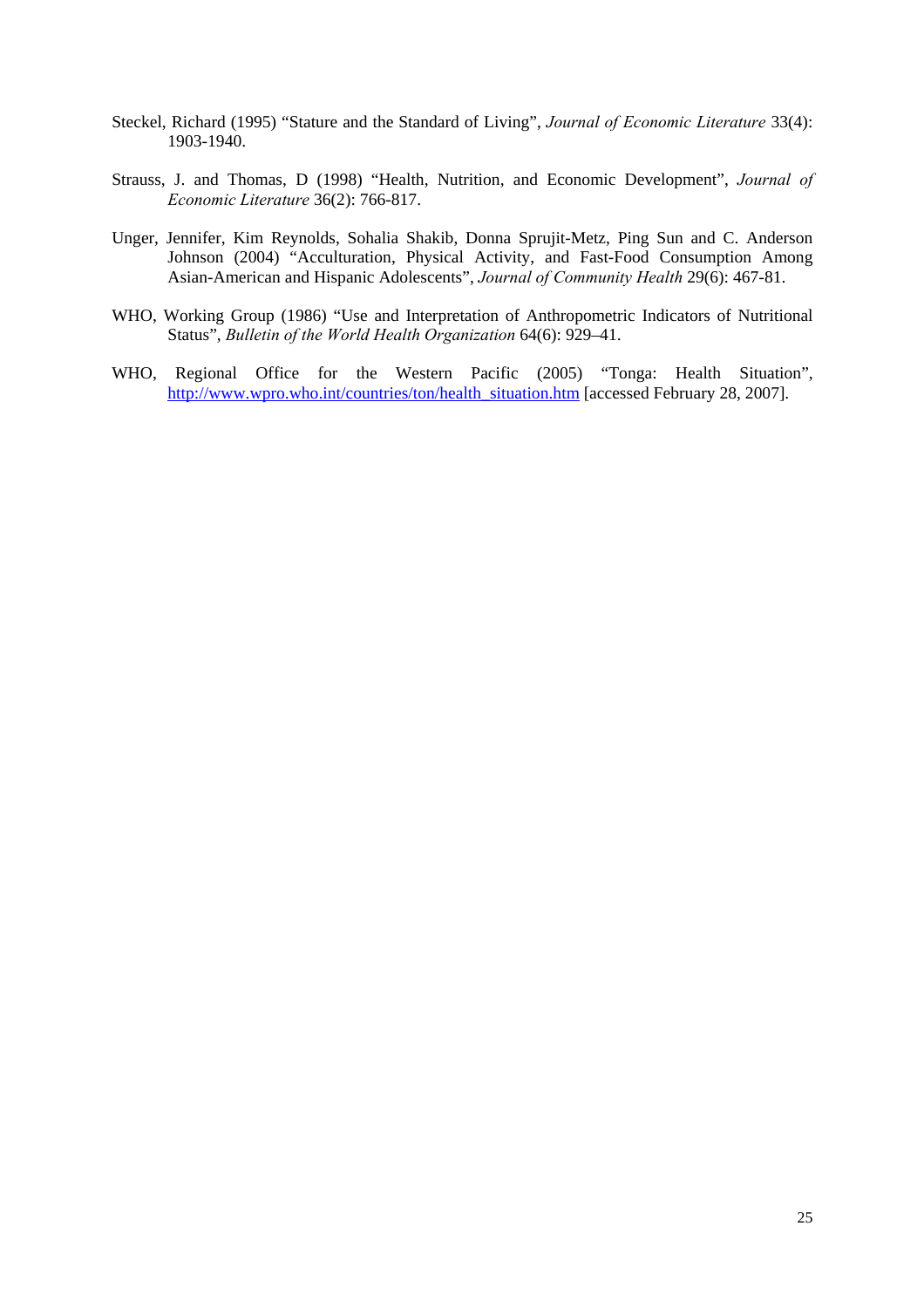Steckel, Richard (1995) "Stature and the Standard of Living", *Journal of Economic Literature* 33(4): 1903-1940.

Strauss, J. and Thomas, D (1998) "Health, Nutrition, and Economic Development", *Journal of Economic Literature* 36(2): 766-817.

Unger, Jennifer, Kim Reynolds, Sohalia Shakib, Donna Sprujit-Metz, Ping Sun and C. Anderson Johnson (2004) "Acculturation, Physical Activity, and Fast-Food Consumption Among Asian-American and Hispanic Adolescents", *Journal of Community Health* 29(6): 467-81.

WHO, Working Group (1986) "Use and Interpretation of Anthropometric Indicators of Nutritional Status", *Bulletin of the World Health Organization* 64(6): 929–41.

WHO, Regional Office for the Western Pacific (2005) "Tonga: Health Situation", http://www.wpro.who.int/countries/ton/health_situation.htm [accessed February 28, 2007].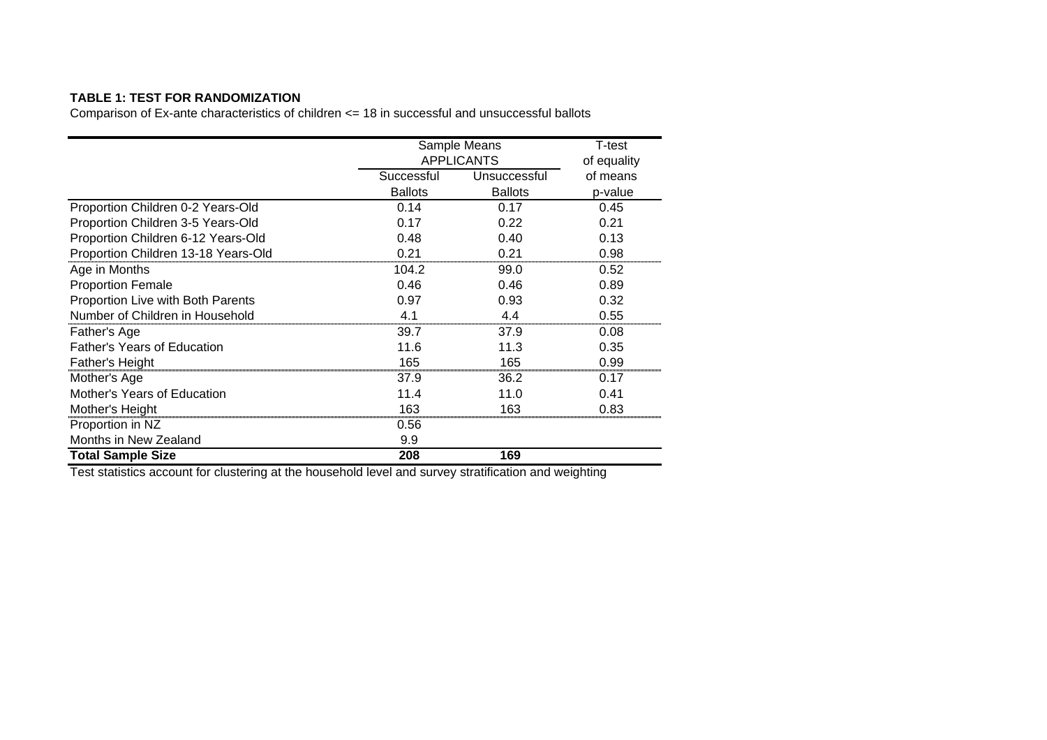**TABLE 1: TEST FOR RANDOMIZATION**

Comparison of Ex-ante characteristics of children <= 18 in successful and unsuccessful ballots

| | Sample Means APPLICANTS | | T-test of equality of means |
|---|---|---|---|
| | Successful Ballots | Unsuccessful Ballots | p-value |
| Proportion Children 0-2 Years-Old | 0.14 | 0.17 | 0.45 |
| Proportion Children 3-5 Years-Old | 0.17 | 0.22 | 0.21 |
| Proportion Children 6-12 Years-Old | 0.48 | 0.40 | 0.13 |
| Proportion Children 13-18 Years-Old | 0.21 | 0.21 | 0.98 |
| Age in Months | 104.2 | 99.0 | 0.52 |
| Proportion Female | 0.46 | 0.46 | 0.89 |
| Proportion Live with Both Parents | 0.97 | 0.93 | 0.32 |
| Number of Children in Household | 4.1 | 4.4 | 0.55 |
| Father's Age | 39.7 | 37.9 | 0.08 |
| Father's Years of Education | 11.6 | 11.3 | 0.35 |
| Father's Height | 165 | 165 | 0.99 |
| Mother's Age | 37.9 | 36.2 | 0.17 |
| Mother's Years of Education | 11.4 | 11.0 | 0.41 |
| Mother's Height | 163 | 163 | 0.83 |
| Proportion in NZ | 0.56 | | |
| Months in New Zealand | 9.9 | | |
| **Total Sample Size** | **208** | **169** | |

Test statistics account for clustering at the household level and survey stratification and weighting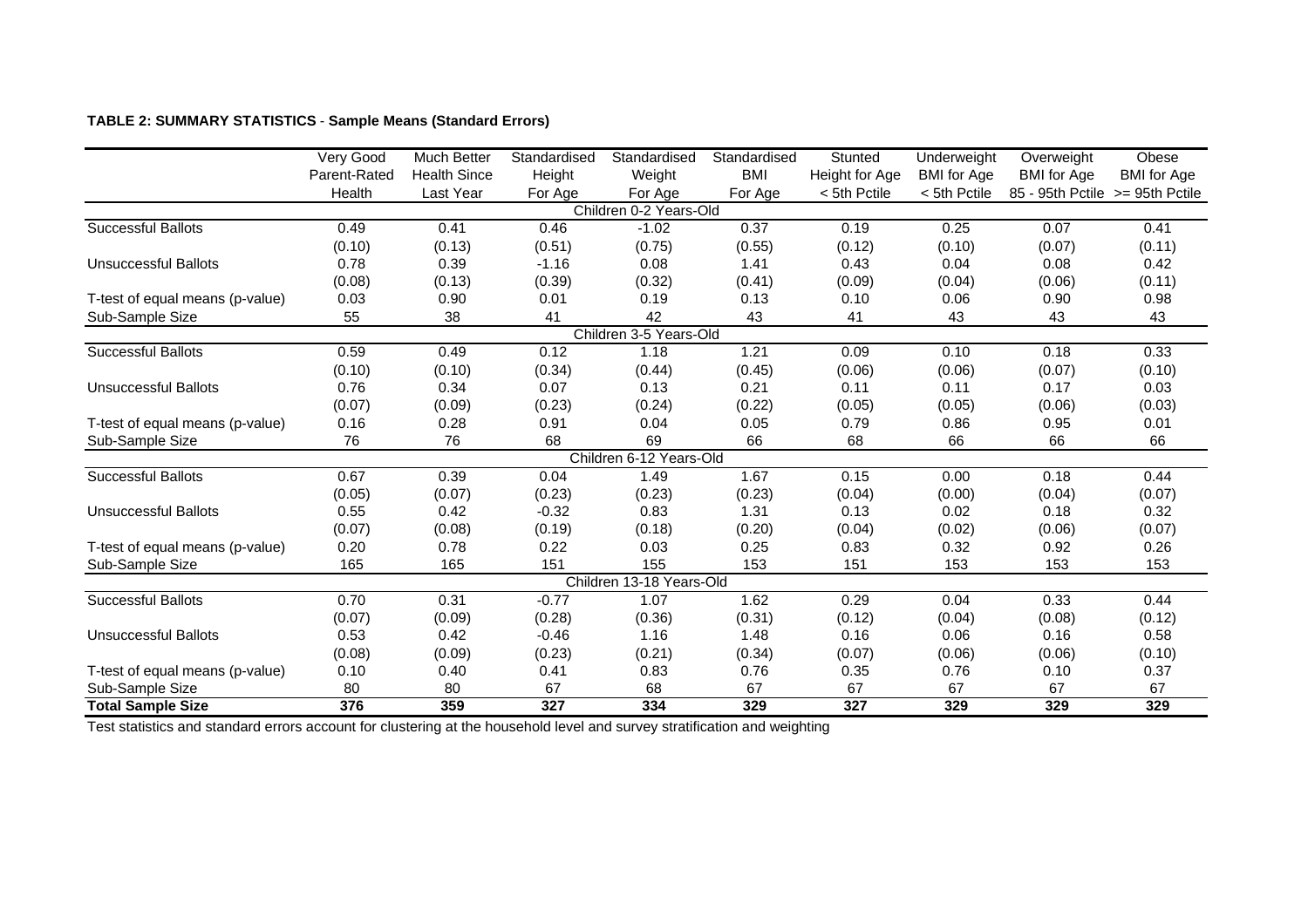**TABLE 2: SUMMARY STATISTICS** - **Sample Means (Standard Errors)**

| | Very Good Parent-Rated Health | Much Better Health Since Last Year | Standardised Height For Age | Standardised Weight For Age | Standardised BMI For Age | Stunted Height for Age < 5th Pctile | Underweight BMI for Age < 5th Pctile | Overweight BMI for Age 85 - 95th Pctile | Obese BMI for Age >= 95th Pctile |
|---|---|---|---|---|---|---|---|---|---|
| | | | | Children 0-2 Years-Old | | | | | |
| Successful Ballots | 0.49 | 0.41 | 0.46 | -1.02 | 0.37 | 0.19 | 0.25 | 0.07 | 0.41 |
| | (0.10) | (0.13) | (0.51) | (0.75) | (0.55) | (0.12) | (0.10) | (0.07) | (0.11) |
| Unsuccessful Ballots | 0.78 | 0.39 | -1.16 | 0.08 | 1.41 | 0.43 | 0.04 | 0.08 | 0.42 |
| | (0.08) | (0.13) | (0.39) | (0.32) | (0.41) | (0.09) | (0.04) | (0.06) | (0.11) |
| T-test of equal means (p-value) | 0.03 | 0.90 | 0.01 | 0.19 | 0.13 | 0.10 | 0.06 | 0.90 | 0.98 |
| Sub-Sample Size | 55 | 38 | 41 | 42 | 43 | 41 | 43 | 43 | 43 |
| | | | | Children 3-5 Years-Old | | | | | |
| Successful Ballots | 0.59 | 0.49 | 0.12 | 1.18 | 1.21 | 0.09 | 0.10 | 0.18 | 0.33 |
| | (0.10) | (0.10) | (0.34) | (0.44) | (0.45) | (0.06) | (0.06) | (0.07) | (0.10) |
| Unsuccessful Ballots | 0.76 | 0.34 | 0.07 | 0.13 | 0.21 | 0.11 | 0.11 | 0.17 | 0.03 |
| | (0.07) | (0.09) | (0.23) | (0.24) | (0.22) | (0.05) | (0.05) | (0.06) | (0.03) |
| T-test of equal means (p-value) | 0.16 | 0.28 | 0.91 | 0.04 | 0.05 | 0.79 | 0.86 | 0.95 | 0.01 |
| Sub-Sample Size | 76 | 76 | 68 | 69 | 66 | 68 | 66 | 66 | 66 |
| | | | | Children 6-12 Years-Old | | | | | |
| Successful Ballots | 0.67 | 0.39 | 0.04 | 1.49 | 1.67 | 0.15 | 0.00 | 0.18 | 0.44 |
| | (0.05) | (0.07) | (0.23) | (0.23) | (0.23) | (0.04) | (0.00) | (0.04) | (0.07) |
| Unsuccessful Ballots | 0.55 | 0.42 | -0.32 | 0.83 | 1.31 | 0.13 | 0.02 | 0.18 | 0.32 |
| | (0.07) | (0.08) | (0.19) | (0.18) | (0.20) | (0.04) | (0.02) | (0.06) | (0.07) |
| T-test of equal means (p-value) | 0.20 | 0.78 | 0.22 | 0.03 | 0.25 | 0.83 | 0.32 | 0.92 | 0.26 |
| Sub-Sample Size | 165 | 165 | 151 | 155 | 153 | 151 | 153 | 153 | 153 |
| | | | | Children 13-18 Years-Old | | | | | |
| Successful Ballots | 0.70 | 0.31 | -0.77 | 1.07 | 1.62 | 0.29 | 0.04 | 0.33 | 0.44 |
| | (0.07) | (0.09) | (0.28) | (0.36) | (0.31) | (0.12) | (0.04) | (0.08) | (0.12) |
| Unsuccessful Ballots | 0.53 | 0.42 | -0.46 | 1.16 | 1.48 | 0.16 | 0.06 | 0.16 | 0.58 |
| | (0.08) | (0.09) | (0.23) | (0.21) | (0.34) | (0.07) | (0.06) | (0.06) | (0.10) |
| T-test of equal means (p-value) | 0.10 | 0.40 | 0.41 | 0.83 | 0.76 | 0.35 | 0.76 | 0.10 | 0.37 |
| Sub-Sample Size | 80 | 80 | 67 | 68 | 67 | 67 | 67 | 67 | 67 |
| **Total Sample Size** | **376** | **359** | **327** | **334** | **329** | **327** | **329** | **329** | **329** |

Test statistics and standard errors account for clustering at the household level and survey stratification and weighting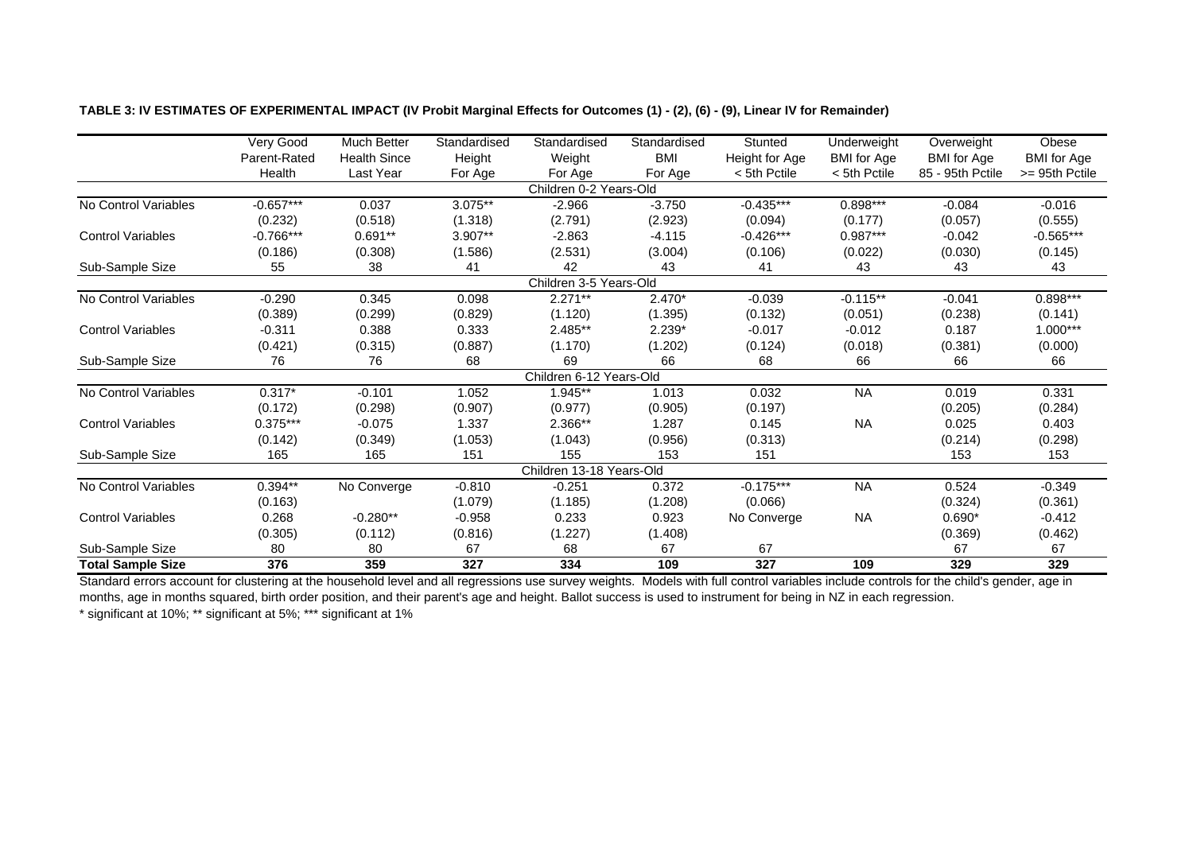**TABLE 3: IV ESTIMATES OF EXPERIMENTAL IMPACT (IV Probit Marginal Effects for Outcomes (1) - (2), (6) - (9), Linear IV for Remainder)**

| | Very Good Parent-Rated Health | Much Better Health Since Last Year | Standardised Height For Age | Standardised Weight For Age | Standardised BMI For Age | Stunted Height for Age < 5th Pctile | Underweight BMI for Age < 5th Pctile | Overweight BMI for Age 85 - 95th Pctile | Obese BMI for Age >= 95th Pctile |
|---|---|---|---|---|---|---|---|---|---|
| | | | | Children 0-2 Years-Old | | | | | |
| No Control Variables | -0.657*** | 0.037 | 3.075** | -2.966 | -3.750 | -0.435*** | 0.898*** | -0.084 | -0.016 |
| | (0.232) | (0.518) | (1.318) | (2.791) | (2.923) | (0.094) | (0.177) | (0.057) | (0.555) |
| Control Variables | -0.766*** | 0.691** | 3.907** | -2.863 | -4.115 | -0.426*** | 0.987*** | -0.042 | -0.565*** |
| | (0.186) | (0.308) | (1.586) | (2.531) | (3.004) | (0.106) | (0.022) | (0.030) | (0.145) |
| Sub-Sample Size | 55 | 38 | 41 | 42 | 43 | 41 | 43 | 43 | 43 |
| | | | | Children 3-5 Years-Old | | | | | |
| No Control Variables | -0.290 | 0.345 | 0.098 | 2.271** | 2.470* | -0.039 | -0.115** | -0.041 | 0.898*** |
| | (0.389) | (0.299) | (0.829) | (1.120) | (1.395) | (0.132) | (0.051) | (0.238) | (0.141) |
| Control Variables | -0.311 | 0.388 | 0.333 | 2.485** | 2.239* | -0.017 | -0.012 | 0.187 | 1.000*** |
| | (0.421) | (0.315) | (0.887) | (1.170) | (1.202) | (0.124) | (0.018) | (0.381) | (0.000) |
| Sub-Sample Size | 76 | 76 | 68 | 69 | 66 | 68 | 66 | 66 | 66 |
| | | | | Children 6-12 Years-Old | | | | | |
| No Control Variables | 0.317* | -0.101 | 1.052 | 1.945** | 1.013 | 0.032 | NA | 0.019 | 0.331 |
| | (0.172) | (0.298) | (0.907) | (0.977) | (0.905) | (0.197) | | (0.205) | (0.284) |
| Control Variables | 0.375*** | -0.075 | 1.337 | 2.366** | 1.287 | 0.145 | NA | 0.025 | 0.403 |
| | (0.142) | (0.349) | (1.053) | (1.043) | (0.956) | (0.313) | | (0.214) | (0.298) |
| Sub-Sample Size | 165 | 165 | 151 | 155 | 153 | 151 | | 153 | 153 |
| | | | | Children 13-18 Years-Old | | | | | |
| No Control Variables | 0.394** | No Converge | -0.810 | -0.251 | 0.372 | -0.175*** | NA | 0.524 | -0.349 |
| | (0.163) | | (1.079) | (1.185) | (1.208) | (0.066) | | (0.324) | (0.361) |
| Control Variables | 0.268 | -0.280** | -0.958 | 0.233 | 0.923 | No Converge | NA | 0.690* | -0.412 |
| | (0.305) | (0.112) | (0.816) | (1.227) | (1.408) | | | (0.369) | (0.462) |
| Sub-Sample Size | 80 | 80 | 67 | 68 | 67 | 67 | | 67 | 67 |
| **Total Sample Size** | **376** | **359** | **327** | **334** | **109** | **327** | **109** | **329** | **329** |

Standard errors account for clustering at the household level and all regressions use survey weights. Models with full control variables include controls for the child's gender, age in months, age in months squared, birth order position, and their parent's age and height. Ballot success is used to instrument for being in NZ in each regression.

* significant at 10%; ** significant at 5%; *** significant at 1%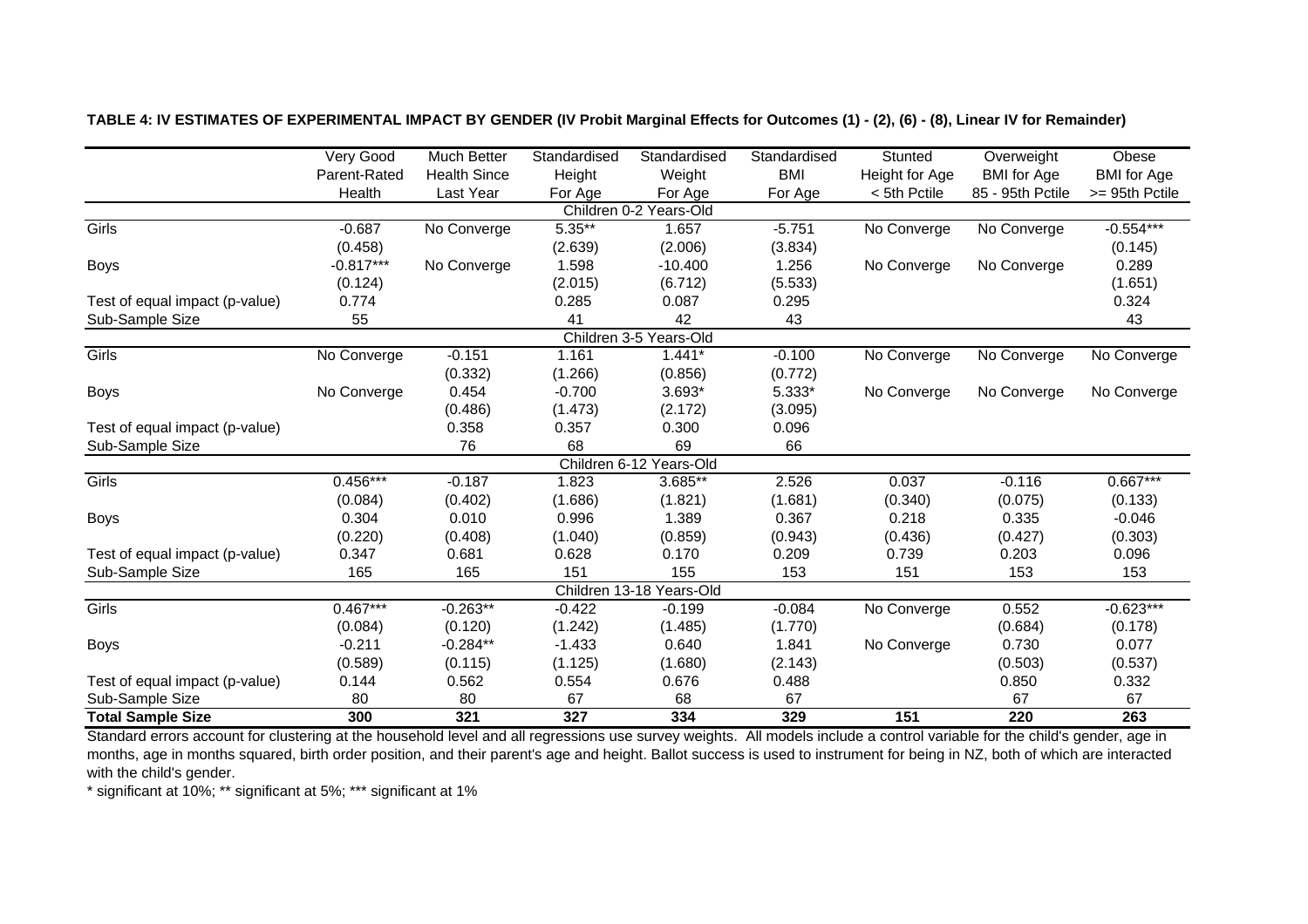**TABLE 4: IV ESTIMATES OF EXPERIMENTAL IMPACT BY GENDER (IV Probit Marginal Effects for Outcomes (1) - (2), (6) - (8), Linear IV for Remainder)**

| | Very Good Parent-Rated Health | Much Better Health Since Last Year | Standardised Height For Age | Standardised Weight For Age | Standardised BMI For Age | Stunted Height for Age < 5th Pctile | Overweight BMI for Age 85 - 95th Pctile | Obese BMI for Age >= 95th Pctile |
|---|---|---|---|---|---|---|---|---|
| **Children 0-2 Years-Old** | | | | | | | | |
| Girls | -0.687 | No Converge | 5.35** | 1.657 | -5.751 | No Converge | No Converge | -0.554*** |
| | (0.458) | | (2.639) | (2.006) | (3.834) | | | (0.145) |
| Boys | -0.817*** | No Converge | 1.598 | -10.400 | 1.256 | No Converge | No Converge | 0.289 |
| | (0.124) | | (2.015) | (6.712) | (5.533) | | | (1.651) |
| Test of equal impact (p-value) | 0.774 | | 0.285 | 0.087 | 0.295 | | | 0.324 |
| Sub-Sample Size | 55 | | 41 | 42 | 43 | | | 43 |
| **Children 3-5 Years-Old** | | | | | | | | |
| Girls | No Converge | -0.151 | 1.161 | 1.441* | -0.100 | No Converge | No Converge | No Converge |
| | | (0.332) | (1.266) | (0.856) | (0.772) | | | |
| Boys | No Converge | 0.454 | -0.700 | 3.693* | 5.333* | No Converge | No Converge | No Converge |
| | | (0.486) | (1.473) | (2.172) | (3.095) | | | |
| Test of equal impact (p-value) | | 0.358 | 0.357 | 0.300 | 0.096 | | | |
| Sub-Sample Size | | 76 | 68 | 69 | 66 | | | |
| **Children 6-12 Years-Old** | | | | | | | | |
| Girls | 0.456*** | -0.187 | 1.823 | 3.685** | 2.526 | 0.037 | -0.116 | 0.667*** |
| | (0.084) | (0.402) | (1.686) | (1.821) | (1.681) | (0.340) | (0.075) | (0.133) |
| Boys | 0.304 | 0.010 | 0.996 | 1.389 | 0.367 | 0.218 | 0.335 | -0.046 |
| | (0.220) | (0.408) | (1.040) | (0.859) | (0.943) | (0.436) | (0.427) | (0.303) |
| Test of equal impact (p-value) | 0.347 | 0.681 | 0.628 | 0.170 | 0.209 | 0.739 | 0.203 | 0.096 |
| Sub-Sample Size | 165 | 165 | 151 | 155 | 153 | 151 | 153 | 153 |
| **Children 13-18 Years-Old** | | | | | | | | |
| Girls | 0.467*** | -0.263** | -0.422 | -0.199 | -0.084 | No Converge | 0.552 | -0.623*** |
| | (0.084) | (0.120) | (1.242) | (1.485) | (1.770) | | (0.684) | (0.178) |
| Boys | -0.211 | -0.284** | -1.433 | 0.640 | 1.841 | No Converge | 0.730 | 0.077 |
| | (0.589) | (0.115) | (1.125) | (1.680) | (2.143) | | (0.503) | (0.537) |
| Test of equal impact (p-value) | 0.144 | 0.562 | 0.554 | 0.676 | 0.488 | | 0.850 | 0.332 |
| Sub-Sample Size | 80 | 80 | 67 | 68 | 67 | | 67 | 67 |
| **Total Sample Size** | **300** | **321** | **327** | **334** | **329** | **151** | **220** | **263** |

Standard errors account for clustering at the household level and all regressions use survey weights. All models include a control variable for the child's gender, age in months, age in months squared, birth order position, and their parent's age and height. Ballot success is used to instrument for being in NZ, both of which are interacted with the child's gender.

* significant at 10%; ** significant at 5%; *** significant at 1%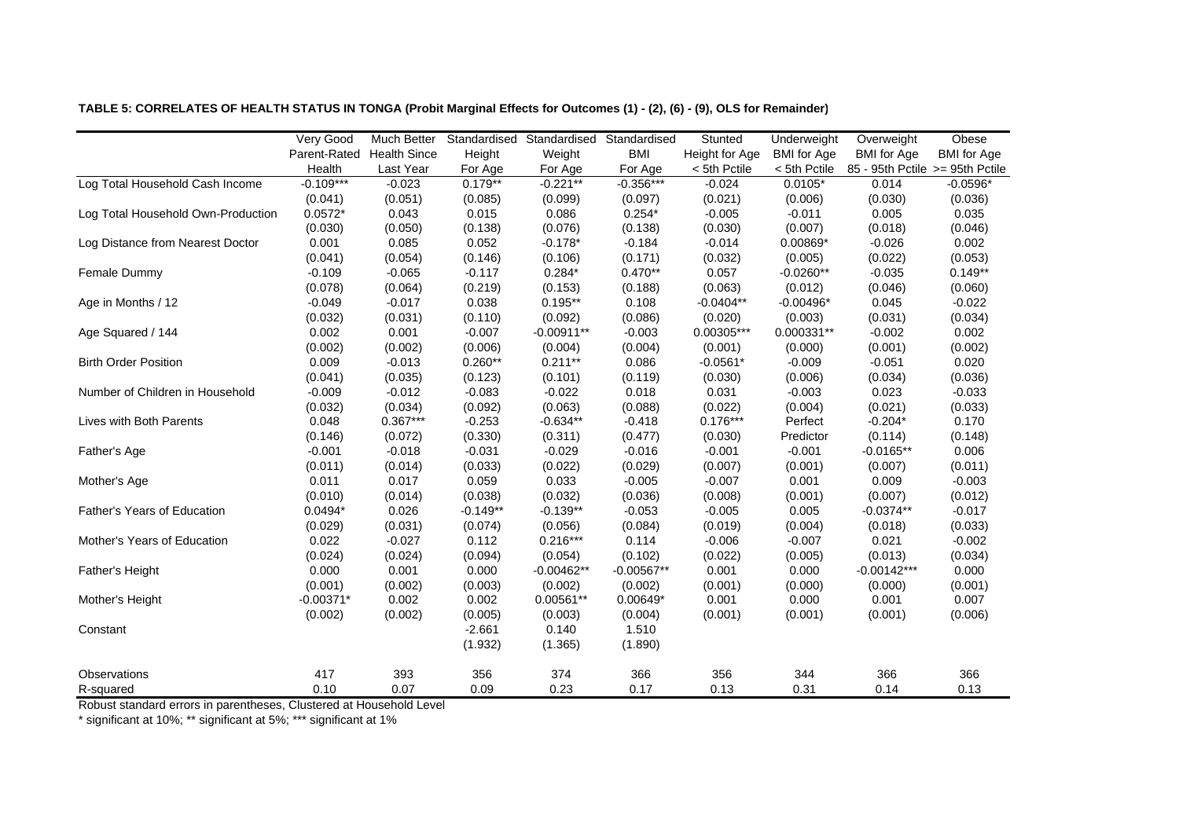**TABLE 5: CORRELATES OF HEALTH STATUS IN TONGA (Probit Marginal Effects for Outcomes (1) - (2), (6) - (9), OLS for Remainder)**

| | Very Good Parent-Rated Health | Much Better Health Since Last Year | Standardised Height For Age | Standardised Weight For Age | Standardised BMI For Age | Stunted Height for Age < 5th Pctile | Underweight BMI for Age < 5th Pctile | Overweight BMI for Age 85 - 95th Pctile | Obese BMI for Age >= 95th Pctile |
|---|---|---|---|---|---|---|---|---|---|
| Log Total Household Cash Income | -0.109*** | -0.023 | 0.179** | -0.221** | -0.356*** | -0.024 | 0.0105* | 0.014 | -0.0596* |
| | (0.041) | (0.051) | (0.085) | (0.099) | (0.097) | (0.021) | (0.006) | (0.030) | (0.036) |
| Log Total Household Own-Production | 0.0572* | 0.043 | 0.015 | 0.086 | 0.254* | -0.005 | -0.011 | 0.005 | 0.035 |
| | (0.030) | (0.050) | (0.138) | (0.076) | (0.138) | (0.030) | (0.007) | (0.018) | (0.046) |
| Log Distance from Nearest Doctor | 0.001 | 0.085 | 0.052 | -0.178* | -0.184 | -0.014 | 0.00869* | -0.026 | 0.002 |
| | (0.041) | (0.054) | (0.146) | (0.106) | (0.171) | (0.032) | (0.005) | (0.022) | (0.053) |
| Female Dummy | -0.109 | -0.065 | -0.117 | 0.284* | 0.470** | 0.057 | -0.0260** | -0.035 | 0.149** |
| | (0.078) | (0.064) | (0.219) | (0.153) | (0.188) | (0.063) | (0.012) | (0.046) | (0.060) |
| Age in Months / 12 | -0.049 | -0.017 | 0.038 | 0.195** | 0.108 | -0.0404** | -0.00496* | 0.045 | -0.022 |
| | (0.032) | (0.031) | (0.110) | (0.092) | (0.086) | (0.020) | (0.003) | (0.031) | (0.034) |
| Age Squared / 144 | 0.002 | 0.001 | -0.007 | -0.00911** | -0.003 | 0.00305*** | 0.000331** | -0.002 | 0.002 |
| | (0.002) | (0.002) | (0.006) | (0.004) | (0.004) | (0.001) | (0.000) | (0.001) | (0.002) |
| Birth Order Position | 0.009 | -0.013 | 0.260** | 0.211** | 0.086 | -0.0561* | -0.009 | -0.051 | 0.020 |
| | (0.041) | (0.035) | (0.123) | (0.101) | (0.119) | (0.030) | (0.006) | (0.034) | (0.036) |
| Number of Children in Household | -0.009 | -0.012 | -0.083 | -0.022 | 0.018 | 0.031 | -0.003 | 0.023 | -0.033 |
| | (0.032) | (0.034) | (0.092) | (0.063) | (0.088) | (0.022) | (0.004) | (0.021) | (0.033) |
| Lives with Both Parents | 0.048 | 0.367*** | -0.253 | -0.634** | -0.418 | 0.176*** | Perfect | -0.204* | 0.170 |
| | (0.146) | (0.072) | (0.330) | (0.311) | (0.477) | (0.030) | Predictor | (0.114) | (0.148) |
| Father's Age | -0.001 | -0.018 | -0.031 | -0.029 | -0.016 | -0.001 | -0.001 | -0.0165** | 0.006 |
| | (0.011) | (0.014) | (0.033) | (0.022) | (0.029) | (0.007) | (0.001) | (0.007) | (0.011) |
| Mother's Age | 0.011 | 0.017 | 0.059 | 0.033 | -0.005 | -0.007 | 0.001 | 0.009 | -0.003 |
| | (0.010) | (0.014) | (0.038) | (0.032) | (0.036) | (0.008) | (0.001) | (0.007) | (0.012) |
| Father's Years of Education | 0.0494* | 0.026 | -0.149** | -0.139** | -0.053 | -0.005 | 0.005 | -0.0374** | -0.017 |
| | (0.029) | (0.031) | (0.074) | (0.056) | (0.084) | (0.019) | (0.004) | (0.018) | (0.033) |
| Mother's Years of Education | 0.022 | -0.027 | 0.112 | 0.216*** | 0.114 | -0.006 | -0.007 | 0.021 | -0.002 |
| | (0.024) | (0.024) | (0.094) | (0.054) | (0.102) | (0.022) | (0.005) | (0.013) | (0.034) |
| Father's Height | 0.000 | 0.001 | 0.000 | -0.00462** | -0.00567** | 0.001 | 0.000 | -0.00142*** | 0.000 |
| | (0.001) | (0.002) | (0.003) | (0.002) | (0.002) | (0.001) | (0.000) | (0.000) | (0.001) |
| Mother's Height | -0.00371* | 0.002 | 0.002 | 0.00561** | 0.00649* | 0.001 | 0.000 | 0.001 | 0.007 |
| | (0.002) | (0.002) | (0.005) | (0.003) | (0.004) | (0.001) | (0.001) | (0.001) | (0.006) |
| Constant | | | -2.661 | 0.140 | 1.510 | | | | |
| | | | (1.932) | (1.365) | (1.890) | | | | |
| Observations | 417 | 393 | 356 | 374 | 366 | 356 | 344 | 366 | 366 |
| R-squared | 0.10 | 0.07 | 0.09 | 0.23 | 0.17 | 0.13 | 0.31 | 0.14 | 0.13 |

Robust standard errors in parentheses, Clustered at Household Level

* significant at 10%; ** significant at 5%; *** significant at 1%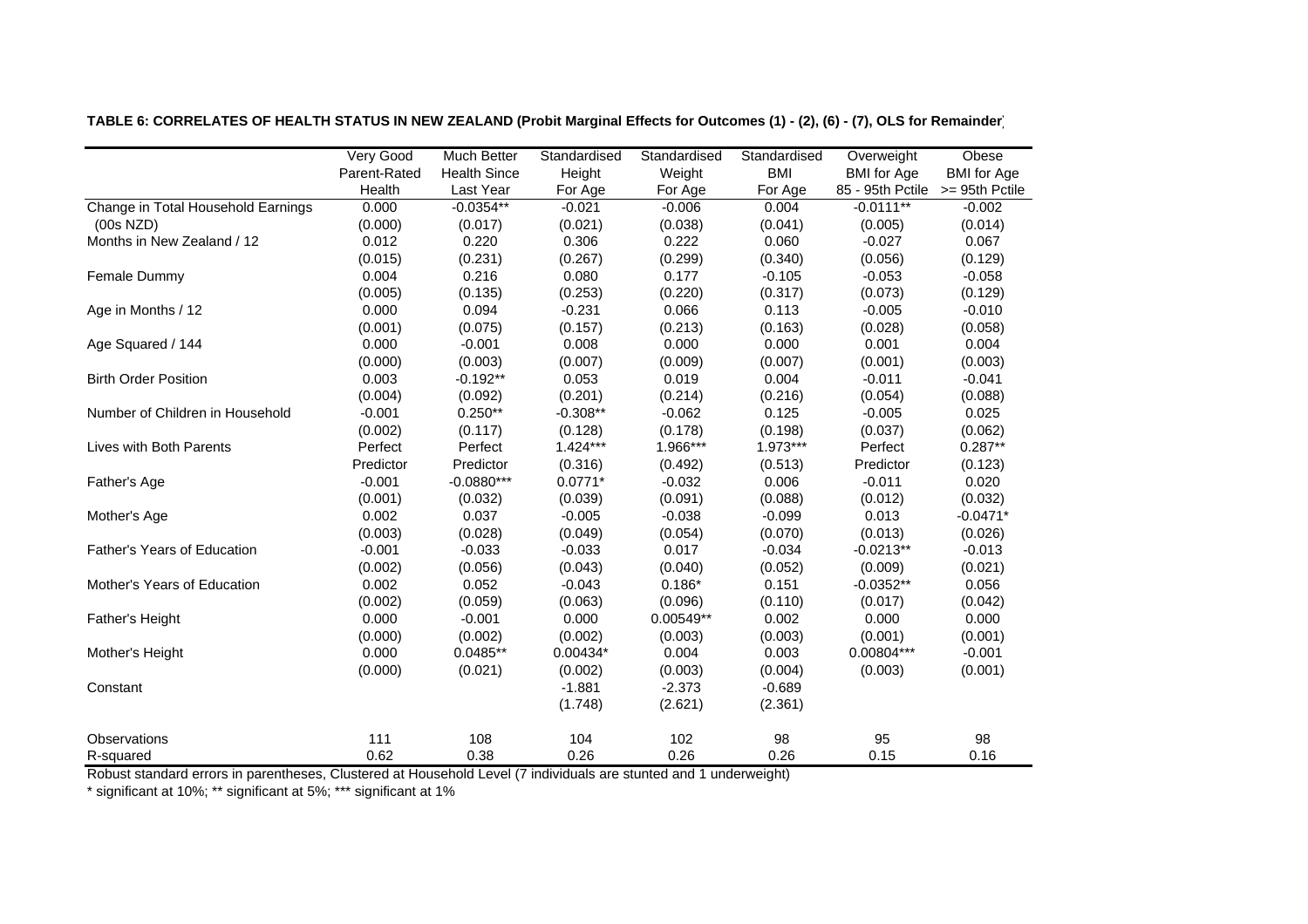**TABLE 6: CORRELATES OF HEALTH STATUS IN NEW ZEALAND (Probit Marginal Effects for Outcomes (1) - (2), (6) - (7), OLS for Remainder)**

| | Very Good Parent-Rated Health | Much Better Health Since Last Year | Standardised Height For Age | Standardised Weight For Age | Standardised BMI For Age | Overweight BMI for Age 85 - 95th Pctile | Obese BMI for Age >= 95th Pctile |
|---|---|---|---|---|---|---|---|
| Change in Total Household Earnings | 0.000 | -0.0354** | -0.021 | -0.006 | 0.004 | -0.0111** | -0.002 |
| (00s NZD) | (0.000) | (0.017) | (0.021) | (0.038) | (0.041) | (0.005) | (0.014) |
| Months in New Zealand / 12 | 0.012 | 0.220 | 0.306 | 0.222 | 0.060 | -0.027 | 0.067 |
| | (0.015) | (0.231) | (0.267) | (0.299) | (0.340) | (0.056) | (0.129) |
| Female Dummy | 0.004 | 0.216 | 0.080 | 0.177 | -0.105 | -0.053 | -0.058 |
| | (0.005) | (0.135) | (0.253) | (0.220) | (0.317) | (0.073) | (0.129) |
| Age in Months / 12 | 0.000 | 0.094 | -0.231 | 0.066 | 0.113 | -0.005 | -0.010 |
| | (0.001) | (0.075) | (0.157) | (0.213) | (0.163) | (0.028) | (0.058) |
| Age Squared / 144 | 0.000 | -0.001 | 0.008 | 0.000 | 0.000 | 0.001 | 0.004 |
| | (0.000) | (0.003) | (0.007) | (0.009) | (0.007) | (0.001) | (0.003) |
| Birth Order Position | 0.003 | -0.192** | 0.053 | 0.019 | 0.004 | -0.011 | -0.041 |
| | (0.004) | (0.092) | (0.201) | (0.214) | (0.216) | (0.054) | (0.088) |
| Number of Children in Household | -0.001 | 0.250** | -0.308** | -0.062 | 0.125 | -0.005 | 0.025 |
| | (0.002) | (0.117) | (0.128) | (0.178) | (0.198) | (0.037) | (0.062) |
| Lives with Both Parents | Perfect | Perfect | 1.424*** | 1.966*** | 1.973*** | Perfect | 0.287** |
| | Predictor | Predictor | (0.316) | (0.492) | (0.513) | Predictor | (0.123) |
| Father's Age | -0.001 | -0.0880*** | 0.0771* | -0.032 | 0.006 | -0.011 | 0.020 |
| | (0.001) | (0.032) | (0.039) | (0.091) | (0.088) | (0.012) | (0.032) |
| Mother's Age | 0.002 | 0.037 | -0.005 | -0.038 | -0.099 | 0.013 | -0.0471* |
| | (0.003) | (0.028) | (0.049) | (0.054) | (0.070) | (0.013) | (0.026) |
| Father's Years of Education | -0.001 | -0.033 | -0.033 | 0.017 | -0.034 | -0.0213** | -0.013 |
| | (0.002) | (0.056) | (0.043) | (0.040) | (0.052) | (0.009) | (0.021) |
| Mother's Years of Education | 0.002 | 0.052 | -0.043 | 0.186* | 0.151 | -0.0352** | 0.056 |
| | (0.002) | (0.059) | (0.063) | (0.096) | (0.110) | (0.017) | (0.042) |
| Father's Height | 0.000 | -0.001 | 0.000 | 0.00549** | 0.002 | 0.000 | 0.000 |
| | (0.000) | (0.002) | (0.002) | (0.003) | (0.003) | (0.001) | (0.001) |
| Mother's Height | 0.000 | 0.0485** | 0.00434* | 0.004 | 0.003 | 0.00804*** | -0.001 |
| | (0.000) | (0.021) | (0.002) | (0.003) | (0.004) | (0.003) | (0.001) |
| Constant | | | -1.881 | -2.373 | -0.689 | | |
| | | | (1.748) | (2.621) | (2.361) | | |
| Observations | 111 | 108 | 104 | 102 | 98 | 95 | 98 |
| R-squared | 0.62 | 0.38 | 0.26 | 0.26 | 0.26 | 0.15 | 0.16 |

Robust standard errors in parentheses, Clustered at Household Level (7 individuals are stunted and 1 underweight)

\* significant at 10%; ** significant at 5%; *** significant at 1%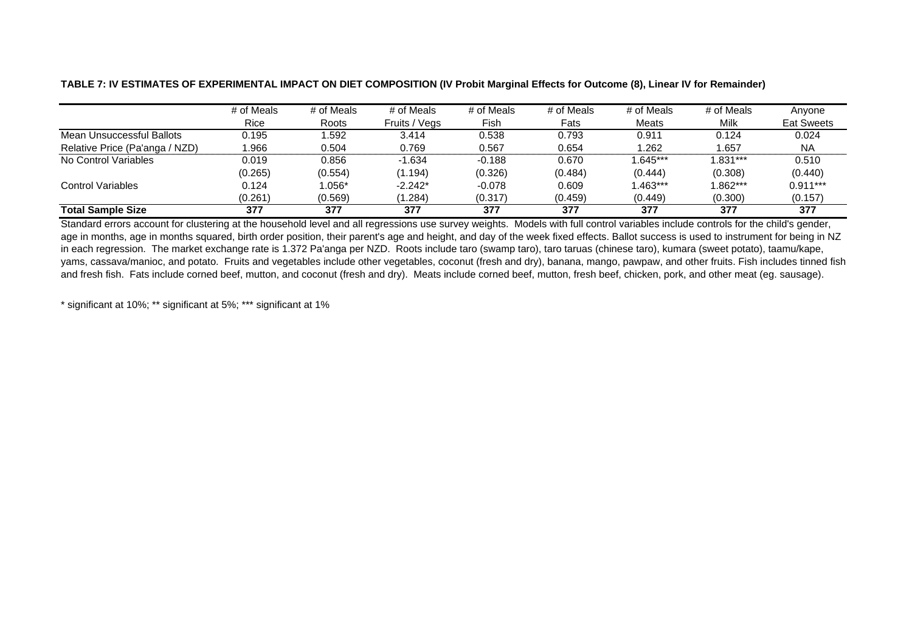**TABLE 7: IV ESTIMATES OF EXPERIMENTAL IMPACT ON DIET COMPOSITION (IV Probit Marginal Effects for Outcome (8), Linear IV for Remainder)**

| | # of Meals Rice | # of Meals Roots | # of Meals Fruits / Vegs | # of Meals Fish | # of Meals Fats | # of Meals Meats | # of Meals Milk | Anyone Eat Sweets |
|---|---|---|---|---|---|---|---|---|
| Mean Unsuccessful Ballots | 0.195 | 1.592 | 3.414 | 0.538 | 0.793 | 0.911 | 0.124 | 0.024 |
| Relative Price (Pa'anga / NZD) | 1.966 | 0.504 | 0.769 | 0.567 | 0.654 | 1.262 | 1.657 | NA |
| No Control Variables | 0.019 | 0.856 | -1.634 | -0.188 | 0.670 | 1.645*** | 1.831*** | 0.510 |
| | (0.265) | (0.554) | (1.194) | (0.326) | (0.484) | (0.444) | (0.308) | (0.440) |
| Control Variables | 0.124 | 1.056* | -2.242* | -0.078 | 0.609 | 1.463*** | 1.862*** | 0.911*** |
| | (0.261) | (0.569) | (1.284) | (0.317) | (0.459) | (0.449) | (0.300) | (0.157) |
| **Total Sample Size** | **377** | **377** | **377** | **377** | **377** | **377** | **377** | **377** |

Standard errors account for clustering at the household level and all regressions use survey weights. Models with full control variables include controls for the child's gender, age in months, age in months squared, birth order position, their parent's age and height, and day of the week fixed effects. Ballot success is used to instrument for being in NZ in each regression. The market exchange rate is 1.372 Pa'anga per NZD. Roots include taro (swamp taro), taro taruas (chinese taro), kumara (sweet potato), taamu/kape, yams, cassava/manioc, and potato. Fruits and vegetables include other vegetables, coconut (fresh and dry), banana, mango, pawpaw, and other fruits. Fish includes tinned fish and fresh fish. Fats include corned beef, mutton, and coconut (fresh and dry). Meats include corned beef, mutton, fresh beef, chicken, pork, and other meat (eg. sausage).

* significant at 10%; ** significant at 5%; *** significant at 1%